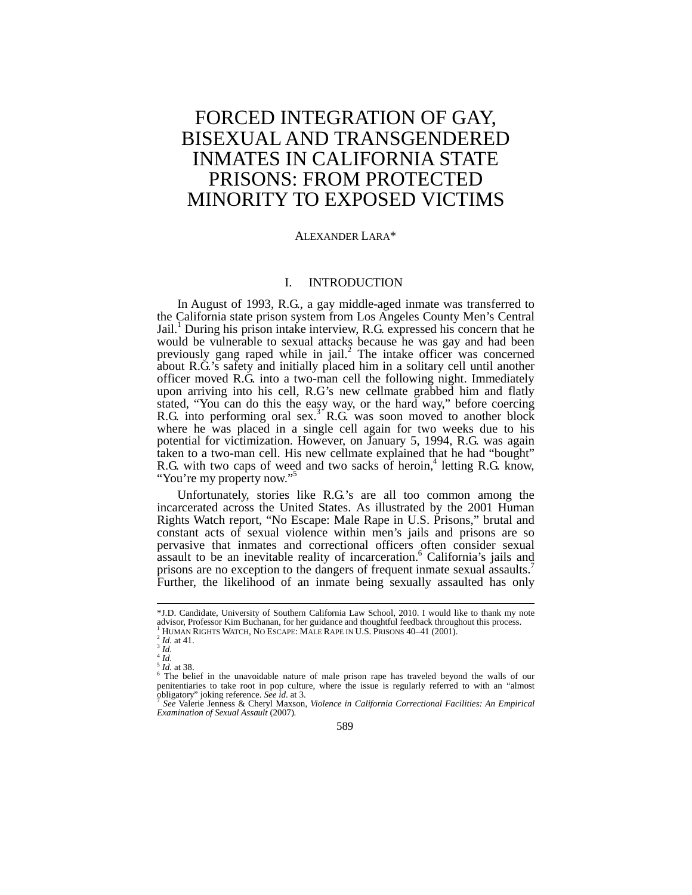# FORCED INTEGRATION OF GAY, BISEXUAL AND TRANSGENDERED INMATES IN CALIFORNIA STATE PRISONS: FROM PROTECTED MINORITY TO EXPOSED VICTIMS

ALEXANDER LARA*

## I. INTRODUCTION

In August of 1993, R.G., a gay middle-aged inmate was transferred to the California state prison system from Los Angeles County Men's Central Jail.[1] During his prison intake interview, R.G. expressed his concern that he would be vulnerable to sexual attacks because he was gay and had been previously gang raped while in jail.[2] The intake officer was concerned about R.G.'s safety and initially placed him in a solitary cell until another officer moved R.G. into a two-man cell the following night. Immediately upon arriving into his cell, R.G's new cellmate grabbed him and flatly stated, "You can do this the easy way, or the hard way," before coercing R.G. into performing oral sex.[3] R.G. was soon moved to another block where he was placed in a single cell again for two weeks due to his potential for victimization. However, on January 5, 1994, R.G. was again taken to a two-man cell. His new cellmate explained that he had "bought" R.G. with two caps of weed and two sacks of heroin,[4] letting R.G. know, "You're my property now."[5]

Unfortunately, stories like R.G.'s are all too common among the incarcerated across the United States. As illustrated by the 2001 Human Rights Watch report, "No Escape: Male Rape in U.S. Prisons," brutal and constant acts of sexual violence within men's jails and prisons are so pervasive that inmates and correctional officers often consider sexual assault to be an inevitable reality of incarceration.[6] California's jails and prisons are no exception to the dangers of frequent inmate sexual assaults.[7] Further, the likelihood of an inmate being sexually assaulted has only

---

*J.D. Candidate, University of Southern California Law School, 2010. I would like to thank my note advisor, Professor Kim Buchanan, for her guidance and thoughtful feedback throughout this process.

[1] HUMAN RIGHTS WATCH, NO ESCAPE: MALE RAPE IN U.S. PRISONS 40–41 (2001).

[2] *Id.* at 41.

[3] *Id.*

[4] *Id.*

[5] *Id.* at 38.

[6] The belief in the unavoidable nature of male prison rape has traveled beyond the walls of our penitentiaries to take root in pop culture, where the issue is regularly referred to with an "almost obligatory" joking reference. *See id.* at 3.

[7] *See* Valerie Jenness & Cheryl Maxson, *Violence in California Correctional Facilities: An Empirical Examination of Sexual Assault* (2007).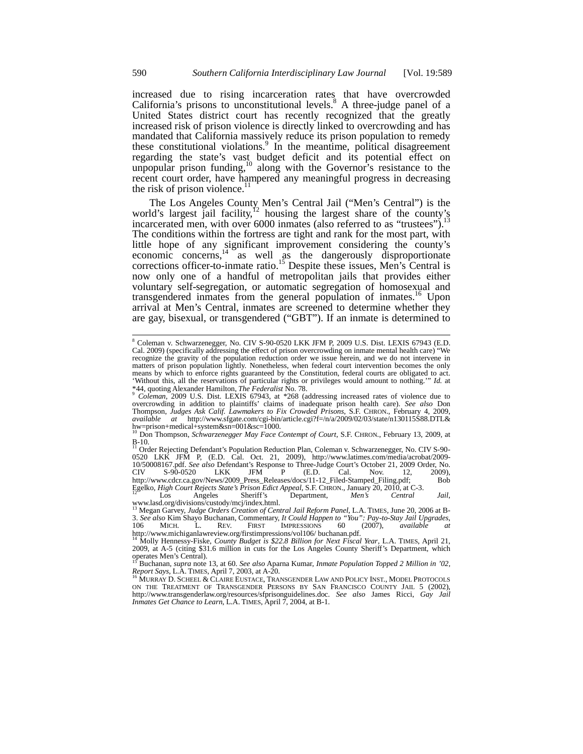increased due to rising incarceration rates that have overcrowded California's prisons to unconstitutional levels.[8] A three-judge panel of a United States district court has recently recognized that the greatly increased risk of prison violence is directly linked to overcrowding and has mandated that California massively reduce its prison population to remedy these constitutional violations.[9] In the meantime, political disagreement regarding the state's vast budget deficit and its potential effect on unpopular prison funding,[10] along with the Governor's resistance to the recent court order, have hampered any meaningful progress in decreasing the risk of prison violence.[11]

The Los Angeles County Men's Central Jail ("Men's Central") is the world's largest jail facility,[12] housing the largest share of the county's incarcerated men, with over 6000 inmates (also referred to as "trustees").[13] The conditions within the fortress are tight and rank for the most part, with little hope of any significant improvement considering the county's economic concerns,[14] as well as the dangerously disproportionate corrections officer-to-inmate ratio.[15] Despite these issues, Men's Central is now only one of a handful of metropolitan jails that provides either voluntary self-segregation, or automatic segregation of homosexual and transgendered inmates from the general population of inmates.[16] Upon arrival at Men's Central, inmates are screened to determine whether they are gay, bisexual, or transgendered ("GBT"). If an inmate is determined to

---

[8] Coleman v. Schwarzenegger, No. CIV S-90-0520 LKK JFM P, 2009 U.S. Dist. LEXIS 67943 (E.D. Cal. 2009) (specifically addressing the effect of prison overcrowding on inmate mental health care) "We recognize the gravity of the population reduction order we issue herein, and we do not intervene in matters of prison population lightly. Nonetheless, when federal court intervention becomes the only means by which to enforce rights guaranteed by the Constitution, federal courts are obligated to act. 'Without this, all the reservations of particular rights or privileges would amount to nothing.'" *Id.* at *44, quoting Alexander Hamilton, *The Federalist* No. 78.

[9] *Coleman*, 2009 U.S. Dist. LEXIS 67943, at *268 (addressing increased rates of violence due to overcrowding in addition to plaintiffs' claims of inadequate prison health care). *See also* Don Thompson, *Judges Ask Calif. Lawmakers to Fix Crowded Prisons*, S.F. CHRON., February 4, 2009, *available at* http://www.sfgate.com/cgi-bin/article.cgi?f=/n/a/2009/02/03/state/n130115S88.DTL&hw=prison+medical+system&sn=001&sc=1000.

[10] Don Thompson, *Schwarzenegger May Face Contempt of Court*, S.F. CHRON., February 13, 2009, at B-10.

[11] Order Rejecting Defendant's Population Reduction Plan, Coleman v. Schwarzenegger, No. CIV S-90-0520 LKK JFM P, (E.D. Cal. Oct. 21, 2009), http://www.latimes.com/media/acrobat/2009-10/50008167.pdf. *See also* Defendant's Response to Three-Judge Court's October 21, 2009 Order, No. CIV S-90-0520 LKK JFM P (E.D. Cal. Nov. 12, 2009), http://www.cdcr.ca.gov/News/2009_Press_Releases/docs/11-12_Filed-Stamped_Filing.pdf; Bob Egelko, *High Court Rejects State's Prison Edict Appeal*, S.F. CHRON., January 20, 2010, at C-3.

[12] Los Angeles Sheriff's Department, *Men's Central Jail*, www.lasd.org/divisions/custody/mcj/index.html.

[13] Megan Garvey, *Judge Orders Creation of Central Jail Reform Panel*, L.A. TIMES, June 20, 2006 at B-3. *See also* Kim Shayo Buchanan, Commentary, *It Could Happen to "You": Pay-to-Stay Jail Upgrades*, 106 MICH. L. REV. FIRST IMPRESSIONS 60 (2007), *available at* http://www.michiganlawreview.org/firstimpressions/vol106/ buchanan.pdf.

[14] Molly Hennessy-Fiske, *County Budget is $22.8 Billion for Next Fiscal Year*, L.A. TIMES, April 21, 2009, at A-5 (citing $31.6 million in cuts for the Los Angeles County Sheriff's Department, which operates Men's Central).

[15] Buchanan, *supra* note 13, at 60. *See also* Aparna Kumar, *Inmate Population Topped 2 Million in '02, Report Says*, L.A. TIMES, April 7, 2003, at A-20.

[16] MURRAY D. SCHEEL & CLAIRE EUSTACE, TRANSGENDER LAW AND POLICY INST., MODEL PROTOCOLS ON THE TREATMENT OF TRANSGENDER PERSONS BY SAN FRANCISCO COUNTY JAIL 5 (2002), http://www.transgenderlaw.org/resources/sfprisonguidelines.doc. *See also* James Ricci, *Gay Jail Inmates Get Chance to Learn*, L.A. TIMES, April 7, 2004, at B-1.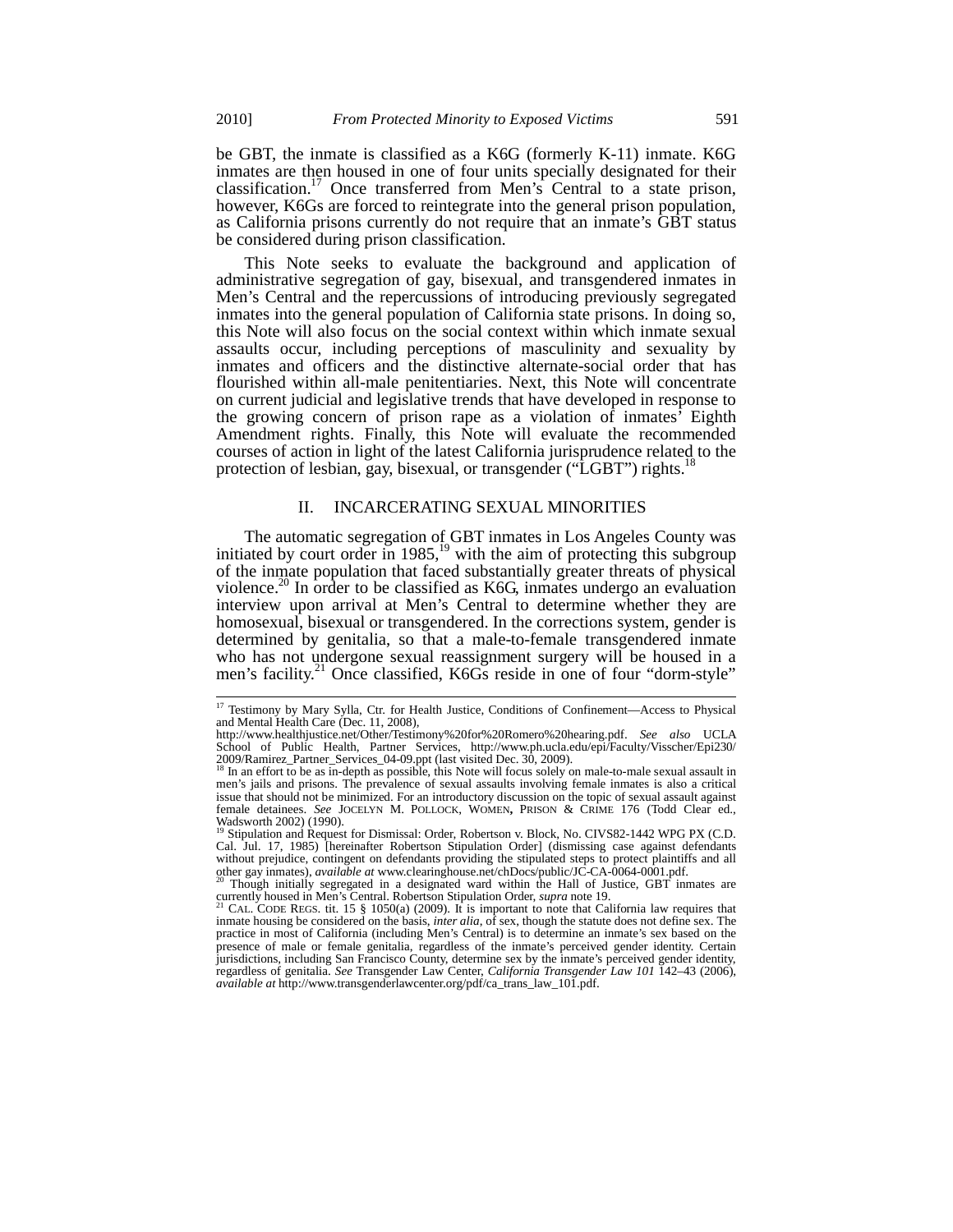be GBT, the inmate is classified as a K6G (formerly K-11) inmate. K6G inmates are then housed in one of four units specially designated for their classification.[17] Once transferred from Men's Central to a state prison, however, K6Gs are forced to reintegrate into the general prison population, as California prisons currently do not require that an inmate's GBT status be considered during prison classification.

This Note seeks to evaluate the background and application of administrative segregation of gay, bisexual, and transgendered inmates in Men's Central and the repercussions of introducing previously segregated inmates into the general population of California state prisons. In doing so, this Note will also focus on the social context within which inmate sexual assaults occur, including perceptions of masculinity and sexuality by inmates and officers and the distinctive alternate-social order that has flourished within all-male penitentiaries. Next, this Note will concentrate on current judicial and legislative trends that have developed in response to the growing concern of prison rape as a violation of inmates' Eighth Amendment rights. Finally, this Note will evaluate the recommended courses of action in light of the latest California jurisprudence related to the protection of lesbian, gay, bisexual, or transgender ("LGBT") rights.[18]

## II. INCARCERATING SEXUAL MINORITIES

The automatic segregation of GBT inmates in Los Angeles County was initiated by court order in 1985,[19] with the aim of protecting this subgroup of the inmate population that faced substantially greater threats of physical violence.[20] In order to be classified as K6G, inmates undergo an evaluation interview upon arrival at Men's Central to determine whether they are homosexual, bisexual or transgendered. In the corrections system, gender is determined by genitalia, so that a male-to-female transgendered inmate who has not undergone sexual reassignment surgery will be housed in a men's facility.[21] Once classified, K6Gs reside in one of four "dorm-style"

---

[17] Testimony by Mary Sylla, Ctr. for Health Justice, Conditions of Confinement—Access to Physical and Mental Health Care (Dec. 11, 2008), http://www.healthjustice.net/Other/Testimony%20for%20Romero%20hearing.pdf. *See also* UCLA School of Public Health, Partner Services, http://www.ph.ucla.edu/epi/Faculty/Visscher/Epi230/2009/Ramirez_Partner_Services_04-09.ppt (last visited Dec. 30, 2009).

[18] In an effort to be as in-depth as possible, this Note will focus solely on male-to-male sexual assault in men's jails and prisons. The prevalence of sexual assaults involving female inmates is also a critical issue that should not be minimized. For an introductory discussion on the topic of sexual assault against female detainees. *See* JOCELYN M. POLLOCK, WOMEN, PRISON & CRIME 176 (Todd Clear ed., Wadsworth 2002) (1990).

[19] Stipulation and Request for Dismissal: Order, Robertson v. Block, No. CIVS82-1442 WPG PX (C.D. Cal. Jul. 17, 1985) [hereinafter Robertson Stipulation Order] (dismissing case against defendants without prejudice, contingent on defendants providing the stipulated steps to protect plaintiffs and all other gay inmates), *available at* www.clearinghouse.net/chDocs/public/JC-CA-0064-0001.pdf.

[20] Though initially segregated in a designated ward within the Hall of Justice, GBT inmates are currently housed in Men's Central. Robertson Stipulation Order, *supra* note 19.

[21] CAL. CODE REGS. tit. 15 § 1050(a) (2009). It is important to note that California law requires that inmate housing be considered on the basis, *inter alia*, of sex, though the statute does not define sex. The practice in most of California (including Men's Central) is to determine an inmate's sex based on the presence of male or female genitalia, regardless of the inmate's perceived gender identity. Certain jurisdictions, including San Francisco County, determine sex by the inmate's perceived gender identity, regardless of genitalia. *See* Transgender Law Center, *California Transgender Law 101* 142–43 (2006), *available at* http://www.transgenderlawcenter.org/pdf/ca_trans_law_101.pdf.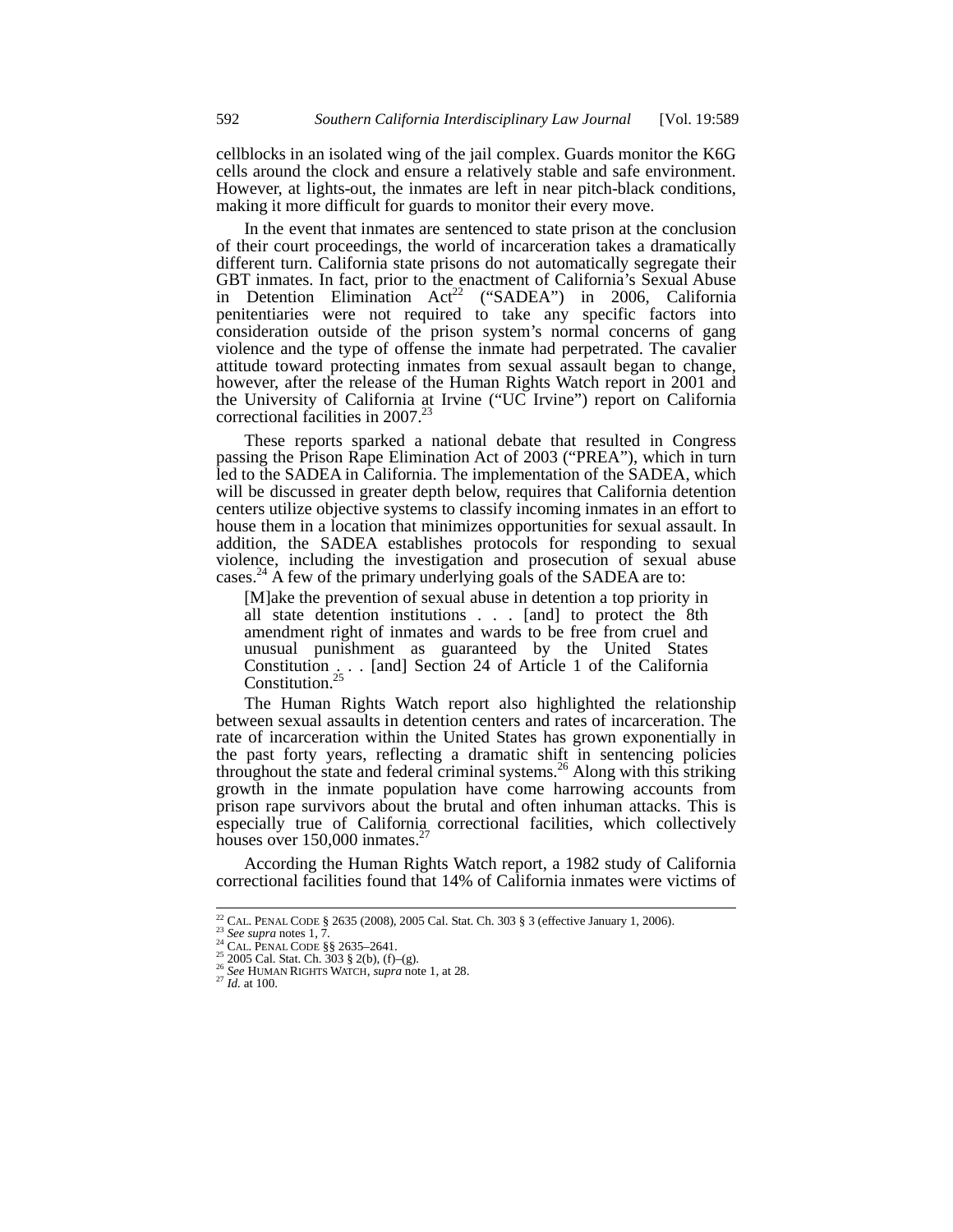cellblocks in an isolated wing of the jail complex. Guards monitor the K6G cells around the clock and ensure a relatively stable and safe environment. However, at lights-out, the inmates are left in near pitch-black conditions, making it more difficult for guards to monitor their every move.

In the event that inmates are sentenced to state prison at the conclusion of their court proceedings, the world of incarceration takes a dramatically different turn. California state prisons do not automatically segregate their GBT inmates. In fact, prior to the enactment of California's Sexual Abuse in Detention Elimination Act[22] ("SADEA") in 2006, California penitentiaries were not required to take any specific factors into consideration outside of the prison system's normal concerns of gang violence and the type of offense the inmate had perpetrated. The cavalier attitude toward protecting inmates from sexual assault began to change, however, after the release of the Human Rights Watch report in 2001 and the University of California at Irvine ("UC Irvine") report on California correctional facilities in 2007.[23]

These reports sparked a national debate that resulted in Congress passing the Prison Rape Elimination Act of 2003 ("PREA"), which in turn led to the SADEA in California. The implementation of the SADEA, which will be discussed in greater depth below, requires that California detention centers utilize objective systems to classify incoming inmates in an effort to house them in a location that minimizes opportunities for sexual assault. In addition, the SADEA establishes protocols for responding to sexual violence, including the investigation and prosecution of sexual abuse cases.[24] A few of the primary underlying goals of the SADEA are to:

> [M]ake the prevention of sexual abuse in detention a top priority in all state detention institutions . . . [and] to protect the 8th amendment right of inmates and wards to be free from cruel and unusual punishment as guaranteed by the United States Constitution . . . [and] Section 24 of Article 1 of the California Constitution.[25]

The Human Rights Watch report also highlighted the relationship between sexual assaults in detention centers and rates of incarceration. The rate of incarceration within the United States has grown exponentially in the past forty years, reflecting a dramatic shift in sentencing policies throughout the state and federal criminal systems.[26] Along with this striking growth in the inmate population have come harrowing accounts from prison rape survivors about the brutal and often inhuman attacks. This is especially true of California correctional facilities, which collectively houses over 150,000 inmates.[27]

According the Human Rights Watch report, a 1982 study of California correctional facilities found that 14% of California inmates were victims of

---

[22] CAL. PENAL CODE § 2635 (2008), 2005 Cal. Stat. Ch. 303 § 3 (effective January 1, 2006).

[23] *See supra* notes 1, 7.

[24] CAL. PENAL CODE §§ 2635–2641.

[25] 2005 Cal. Stat. Ch. 303 § 2(b), (f)–(g).

[26] *See* HUMAN RIGHTS WATCH, *supra* note 1, at 28.

[27] *Id.* at 100.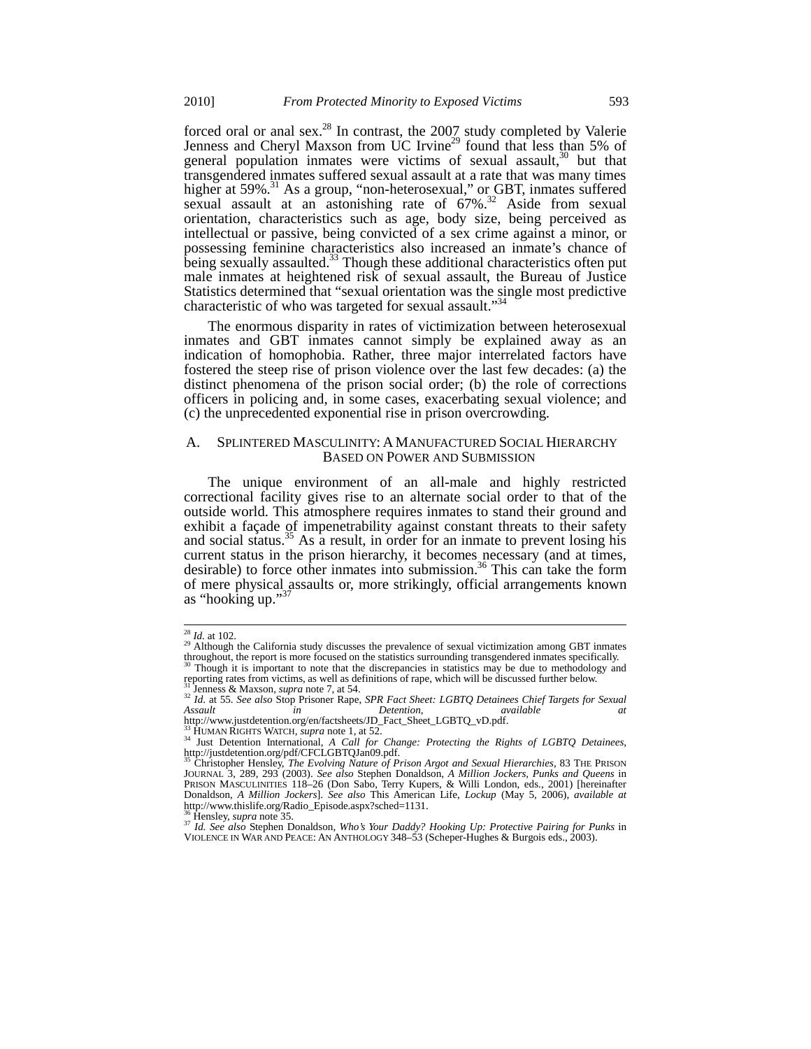forced oral or anal sex.[28] In contrast, the 2007 study completed by Valerie Jenness and Cheryl Maxson from UC Irvine[29] found that less than 5% of general population inmates were victims of sexual assault,[30] but that transgendered inmates suffered sexual assault at a rate that was many times higher at 59%.[31] As a group, "non-heterosexual," or GBT, inmates suffered sexual assault at an astonishing rate of 67%.[32] Aside from sexual orientation, characteristics such as age, body size, being perceived as intellectual or passive, being convicted of a sex crime against a minor, or possessing feminine characteristics also increased an inmate's chance of being sexually assaulted.[33] Though these additional characteristics often put male inmates at heightened risk of sexual assault, the Bureau of Justice Statistics determined that "sexual orientation was the single most predictive characteristic of who was targeted for sexual assault."[34]

The enormous disparity in rates of victimization between heterosexual inmates and GBT inmates cannot simply be explained away as an indication of homophobia. Rather, three major interrelated factors have fostered the steep rise of prison violence over the last few decades: (a) the distinct phenomena of the prison social order; (b) the role of corrections officers in policing and, in some cases, exacerbating sexual violence; and (c) the unprecedented exponential rise in prison overcrowding.

### A. SPLINTERED MASCULINITY: A MANUFACTURED SOCIAL HIERARCHY BASED ON POWER AND SUBMISSION

The unique environment of an all-male and highly restricted correctional facility gives rise to an alternate social order to that of the outside world. This atmosphere requires inmates to stand their ground and exhibit a façade of impenetrability against constant threats to their safety and social status.[35] As a result, in order for an inmate to prevent losing his current status in the prison hierarchy, it becomes necessary (and at times, desirable) to force other inmates into submission.[36] This can take the form of mere physical assaults or, more strikingly, official arrangements known as "hooking up."[37]

---

[28] *Id.* at 102.

[29] Although the California study discusses the prevalence of sexual victimization among GBT inmates throughout, the report is more focused on the statistics surrounding transgendered inmates specifically.

[30] Though it is important to note that the discrepancies in statistics may be due to methodology and reporting rates from victims, as well as definitions of rape, which will be discussed further below.

[31] Jenness & Maxson, *supra* note 7, at 54.

[32] *Id.* at 55. *See also* Stop Prisoner Rape, *SPR Fact Sheet: LGBTQ Detainees Chief Targets for Sexual Assault in Detention*, *available at* http://www.justdetention.org/en/factsheets/JD_Fact_Sheet_LGBTQ_vD.pdf.

[33] HUMAN RIGHTS WATCH, *supra* note 1, at 52.

[34] Just Detention International, *A Call for Change: Protecting the Rights of LGBTQ Detainees*, http://justdetention.org/pdf/CFCLGBTQJan09.pdf.

[35] Christopher Hensley, *The Evolving Nature of Prison Argot and Sexual Hierarchies*, 83 THE PRISON JOURNAL 3, 289, 293 (2003). *See also* Stephen Donaldson, *A Million Jockers, Punks and Queens* in PRISON MASCULINITIES 118–26 (Don Sabo, Terry Kupers, & Willi London, eds., 2001) [hereinafter Donaldson, *A Million Jockers*]. *See also* This American Life, *Lockup* (May 5, 2006), *available at* http://www.thislife.org/Radio_Episode.aspx?sched=1131.

[36] Hensley, *supra* note 35.

[37] *Id. See also* Stephen Donaldson, *Who's Your Daddy? Hooking Up: Protective Pairing for Punks* in VIOLENCE IN WAR AND PEACE: AN ANTHOLOGY 348–53 (Scheper-Hughes & Burgois eds., 2003).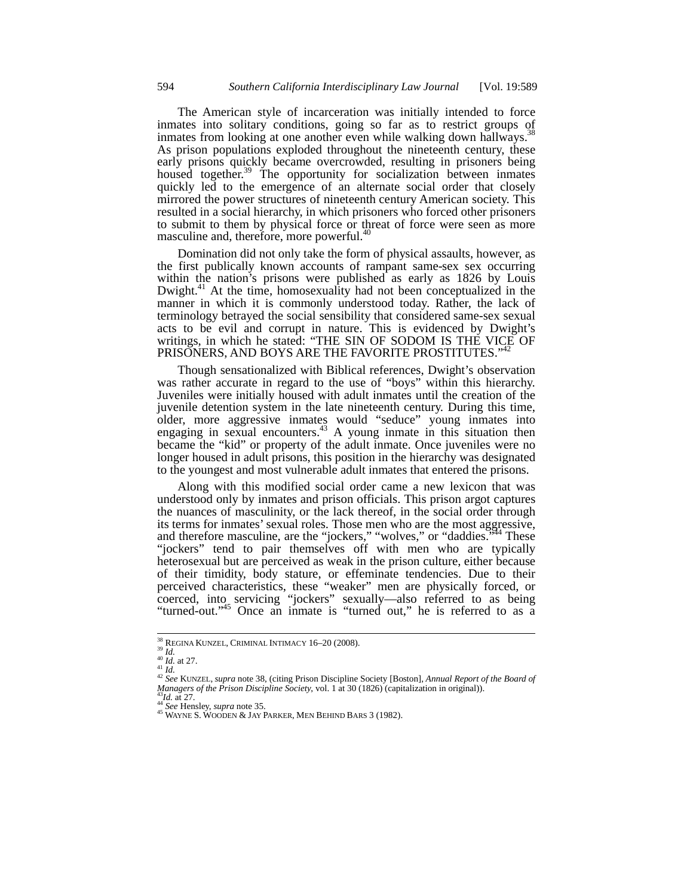The American style of incarceration was initially intended to force inmates into solitary conditions, going so far as to restrict groups of inmates from looking at one another even while walking down hallways.[38] As prison populations exploded throughout the nineteenth century, these early prisons quickly became overcrowded, resulting in prisoners being housed together.[39] The opportunity for socialization between inmates quickly led to the emergence of an alternate social order that closely mirrored the power structures of nineteenth century American society. This resulted in a social hierarchy, in which prisoners who forced other prisoners to submit to them by physical force or threat of force were seen as more masculine and, therefore, more powerful.[40]

Domination did not only take the form of physical assaults, however, as the first publically known accounts of rampant same-sex sex occurring within the nation's prisons were published as early as 1826 by Louis Dwight.[41] At the time, homosexuality had not been conceptualized in the manner in which it is commonly understood today. Rather, the lack of terminology betrayed the social sensibility that considered same-sex sexual acts to be evil and corrupt in nature. This is evidenced by Dwight's writings, in which he stated: "THE SIN OF SODOM IS THE VICE OF PRISONERS, AND BOYS ARE THE FAVORITE PROSTITUTES."[42]

Though sensationalized with Biblical references, Dwight's observation was rather accurate in regard to the use of "boys" within this hierarchy. Juveniles were initially housed with adult inmates until the creation of the juvenile detention system in the late nineteenth century. During this time, older, more aggressive inmates would "seduce" young inmates into engaging in sexual encounters.[43] A young inmate in this situation then became the "kid" or property of the adult inmate. Once juveniles were no longer housed in adult prisons, this position in the hierarchy was designated to the youngest and most vulnerable adult inmates that entered the prisons.

Along with this modified social order came a new lexicon that was understood only by inmates and prison officials. This prison argot captures the nuances of masculinity, or the lack thereof, in the social order through its terms for inmates' sexual roles. Those men who are the most aggressive, and therefore masculine, are the "jockers," "wolves," or "daddies."[44] These "jockers" tend to pair themselves off with men who are typically heterosexual but are perceived as weak in the prison culture, either because of their timidity, body stature, or effeminate tendencies. Due to their perceived characteristics, these "weaker" men are physically forced, or coerced, into servicing "jockers" sexually—also referred to as being "turned-out."[45] Once an inmate is "turned out," he is referred to as a

---

[38] REGINA KUNZEL, CRIMINAL INTIMACY 16–20 (2008).
[39] *Id.*
[40] *Id.* at 27.
[41] *Id.*
[42] *See* KUNZEL, *supra* note 38, (citing Prison Discipline Society [Boston], *Annual Report of the Board of Managers of the Prison Discipline Society*, vol. 1 at 30 (1826) (capitalization in original)).
[43] *Id.* at 27.
[44] *See* Hensley, *supra* note 35.
[45] WAYNE S. WOODEN & JAY PARKER, MEN BEHIND BARS 3 (1982).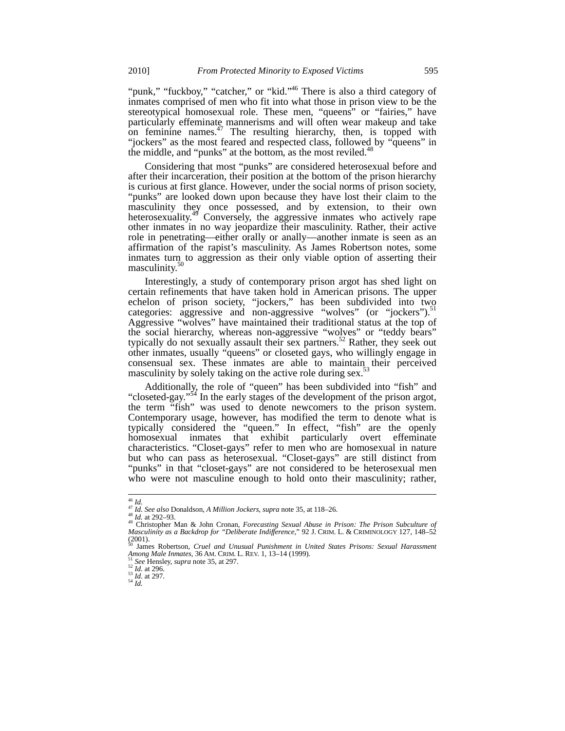"punk," "fuckboy," "catcher," or "kid."[46] There is also a third category of inmates comprised of men who fit into what those in prison view to be the stereotypical homosexual role. These men, "queens" or "fairies," have particularly effeminate mannerisms and will often wear makeup and take on feminine names.[47] The resulting hierarchy, then, is topped with "jockers" as the most feared and respected class, followed by "queens" in the middle, and "punks" at the bottom, as the most reviled.[48]

Considering that most "punks" are considered heterosexual before and after their incarceration, their position at the bottom of the prison hierarchy is curious at first glance. However, under the social norms of prison society, "punks" are looked down upon because they have lost their claim to the masculinity they once possessed, and by extension, to their own heterosexuality.[49] Conversely, the aggressive inmates who actively rape other inmates in no way jeopardize their masculinity. Rather, their active role in penetrating—either orally or anally—another inmate is seen as an affirmation of the rapist's masculinity. As James Robertson notes, some inmates turn to aggression as their only viable option of asserting their masculinity.[50]

Interestingly, a study of contemporary prison argot has shed light on certain refinements that have taken hold in American prisons. The upper echelon of prison society, "jockers," has been subdivided into two categories: aggressive and non-aggressive "wolves" (or "jockers").[51] Aggressive "wolves" have maintained their traditional status at the top of the social hierarchy, whereas non-aggressive "wolves" or "teddy bears" typically do not sexually assault their sex partners.[52] Rather, they seek out other inmates, usually "queens" or closeted gays, who willingly engage in consensual sex. These inmates are able to maintain their perceived masculinity by solely taking on the active role during sex.[53]

Additionally, the role of "queen" has been subdivided into "fish" and "closeted-gay."[54] In the early stages of the development of the prison argot, the term "fish" was used to denote newcomers to the prison system. Contemporary usage, however, has modified the term to denote what is typically considered the "queen." In effect, "fish" are the openly homosexual inmates that exhibit particularly overt effeminate characteristics. "Closet-gays" refer to men who are homosexual in nature but who can pass as heterosexual. "Closet-gays" are still distinct from "punks" in that "closet-gays" are not considered to be heterosexual men who were not masculine enough to hold onto their masculinity; rather,

---

[46] *Id.*

[47] *Id. See also* Donaldson, *A Million Jockers*, *supra* note 35, at 118–26.

[48] *Id.* at 292–93.

[49] Christopher Man & John Cronan, *Forecasting Sexual Abuse in Prison: The Prison Subculture of Masculinity as a Backdrop for "Deliberate Indifference*," 92 J. CRIM. L. & CRIMINOLOGY 127, 148–52 (2001).

[50] James Robertson, *Cruel and Unusual Punishment in United States Prisons: Sexual Harassment Among Male Inmates*, 36 AM. CRIM. L. REV. 1, 13–14 (1999).

[51] *See* Hensley, *supra* note 35, at 297.

[52] *Id.* at 296.

[53] *Id.* at 297.

[54] *Id.*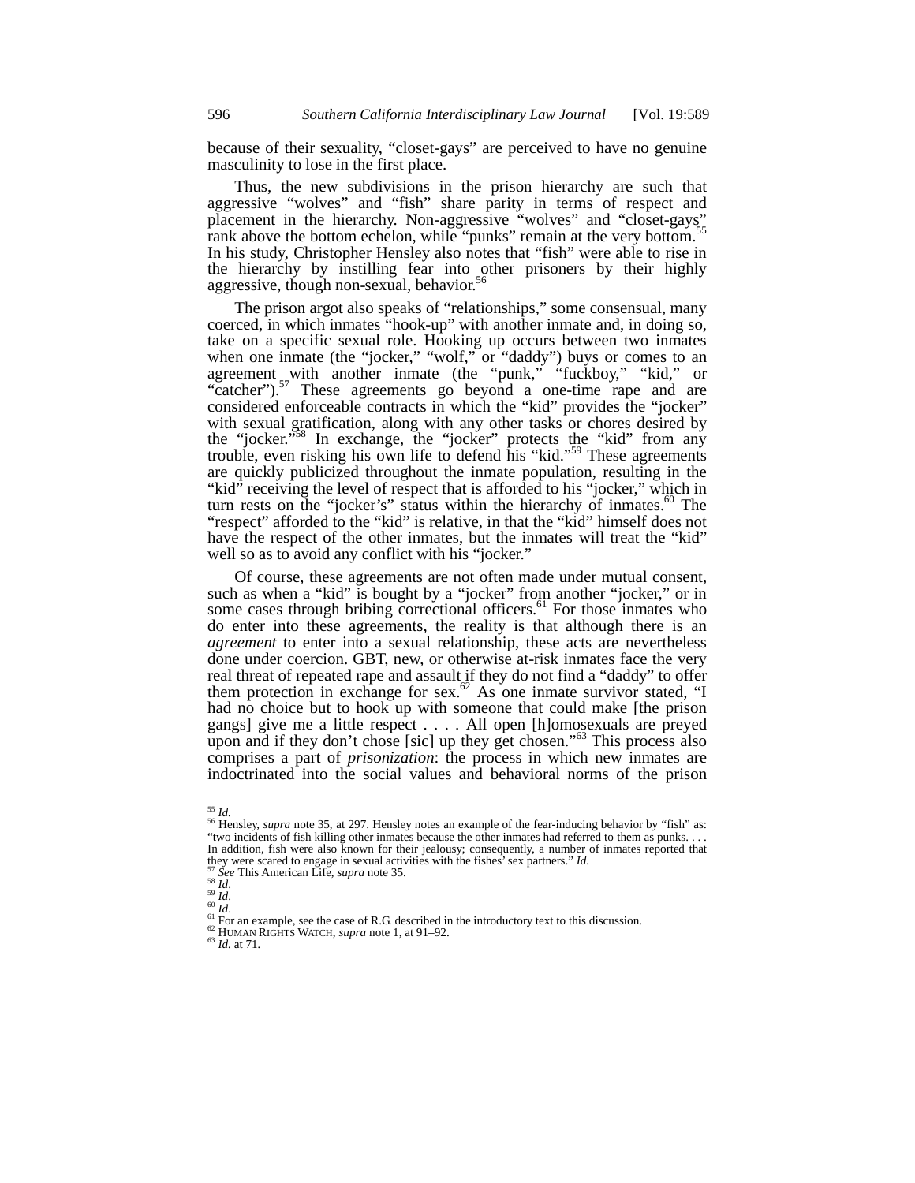because of their sexuality, "closet-gays" are perceived to have no genuine masculinity to lose in the first place.

Thus, the new subdivisions in the prison hierarchy are such that aggressive "wolves" and "fish" share parity in terms of respect and placement in the hierarchy. Non-aggressive "wolves" and "closet-gays" rank above the bottom echelon, while "punks" remain at the very bottom.[55] In his study, Christopher Hensley also notes that "fish" were able to rise in the hierarchy by instilling fear into other prisoners by their highly aggressive, though non-sexual, behavior.[56]

The prison argot also speaks of "relationships," some consensual, many coerced, in which inmates "hook-up" with another inmate and, in doing so, take on a specific sexual role. Hooking up occurs between two inmates when one inmate (the "jocker," "wolf," or "daddy") buys or comes to an agreement with another inmate (the "punk," "fuckboy," "kid," or "catcher").[57] These agreements go beyond a one-time rape and are considered enforceable contracts in which the "kid" provides the "jocker" with sexual gratification, along with any other tasks or chores desired by the "jocker."[58] In exchange, the "jocker" protects the "kid" from any trouble, even risking his own life to defend his "kid."[59] These agreements are quickly publicized throughout the inmate population, resulting in the "kid" receiving the level of respect that is afforded to his "jocker," which in turn rests on the "jocker's" status within the hierarchy of inmates.[60] The "respect" afforded to the "kid" is relative, in that the "kid" himself does not have the respect of the other inmates, but the inmates will treat the "kid" well so as to avoid any conflict with his "jocker."

Of course, these agreements are not often made under mutual consent, such as when a "kid" is bought by a "jocker" from another "jocker," or in some cases through bribing correctional officers.[61] For those inmates who do enter into these agreements, the reality is that although there is an *agreement* to enter into a sexual relationship, these acts are nevertheless done under coercion. GBT, new, or otherwise at-risk inmates face the very real threat of repeated rape and assault if they do not find a "daddy" to offer them protection in exchange for sex.[62] As one inmate survivor stated, "I had no choice but to hook up with someone that could make [the prison gangs] give me a little respect . . . . All open [h]omosexuals are preyed upon and if they don't chose [sic] up they get chosen."[63] This process also comprises a part of *prisonization*: the process in which new inmates are indoctrinated into the social values and behavioral norms of the prison

---

[55] *Id.*

[56] Hensley, *supra* note 35, at 297. Hensley notes an example of the fear-inducing behavior by "fish" as: "two incidents of fish killing other inmates because the other inmates had referred to them as punks. . . . In addition, fish were also known for their jealousy; consequently, a number of inmates reported that they were scared to engage in sexual activities with the fishes' sex partners." *Id.*

[57] *See* This American Life, *supra* note 35.

[58] *Id.*

[59] *Id.*

[60] *Id.*

[61] For an example, see the case of R.G. described in the introductory text to this discussion.

[62] HUMAN RIGHTS WATCH, *supra* note 1, at 91–92.

[63] *Id.* at 71.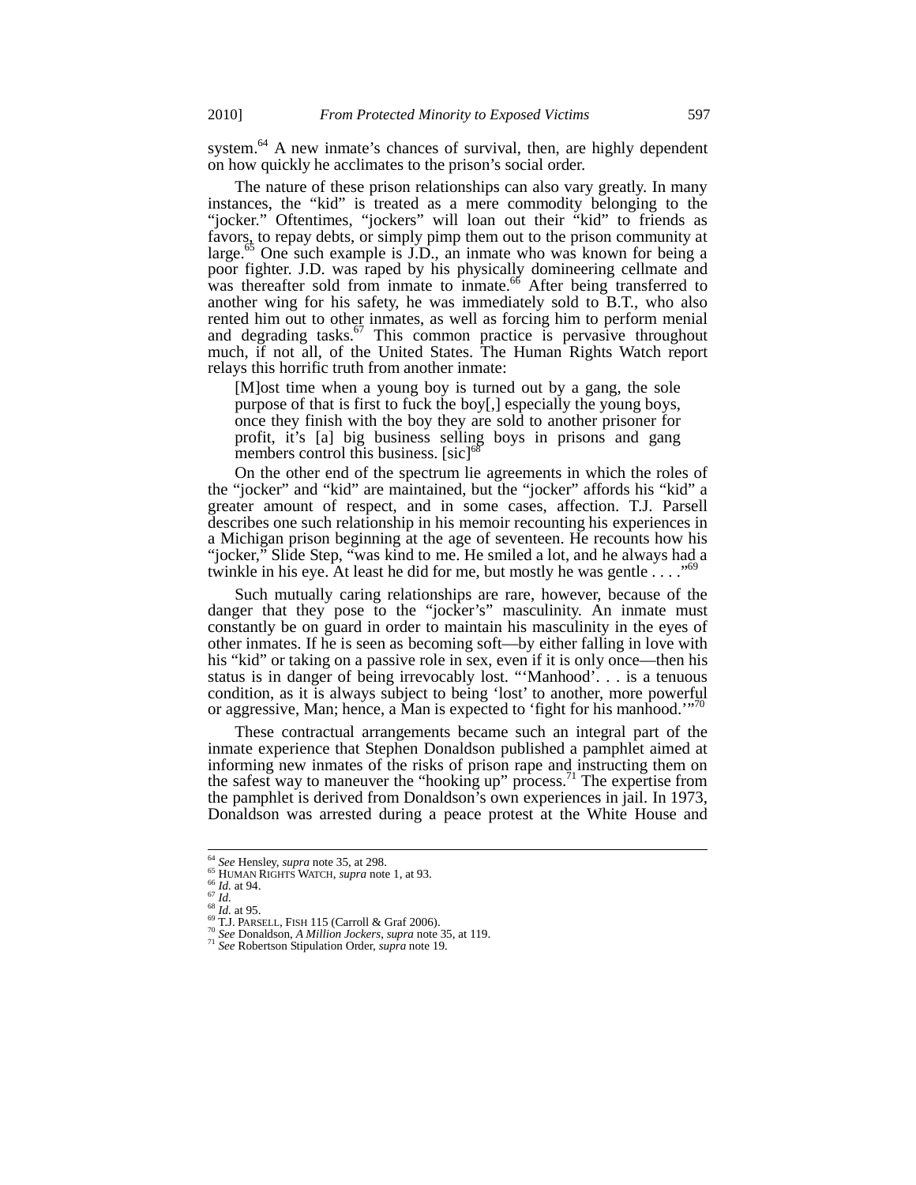system.[64] A new inmate's chances of survival, then, are highly dependent on how quickly he acclimates to the prison's social order.

The nature of these prison relationships can also vary greatly. In many instances, the "kid" is treated as a mere commodity belonging to the "jocker." Oftentimes, "jockers" will loan out their "kid" to friends as favors, to repay debts, or simply pimp them out to the prison community at large.[65] One such example is J.D., an inmate who was known for being a poor fighter. J.D. was raped by his physically domineering cellmate and was thereafter sold from inmate to inmate.[66] After being transferred to another wing for his safety, he was immediately sold to B.T., who also rented him out to other inmates, as well as forcing him to perform menial and degrading tasks.[67] This common practice is pervasive throughout much, if not all, of the United States. The Human Rights Watch report relays this horrific truth from another inmate:

> [M]ost time when a young boy is turned out by a gang, the sole purpose of that is first to fuck the boy[,] especially the young boys, once they finish with the boy they are sold to another prisoner for profit, it's [a] big business selling boys in prisons and gang members control this business. [sic][68]

On the other end of the spectrum lie agreements in which the roles of the "jocker" and "kid" are maintained, but the "jocker" affords his "kid" a greater amount of respect, and in some cases, affection. T.J. Parsell describes one such relationship in his memoir recounting his experiences in a Michigan prison beginning at the age of seventeen. He recounts how his "jocker," Slide Step, "was kind to me. He smiled a lot, and he always had a twinkle in his eye. At least he did for me, but mostly he was gentle . . . ."[69]

Such mutually caring relationships are rare, however, because of the danger that they pose to the "jocker's" masculinity. An inmate must constantly be on guard in order to maintain his masculinity in the eyes of other inmates. If he is seen as becoming soft—by either falling in love with his "kid" or taking on a passive role in sex, even if it is only once—then his status is in danger of being irrevocably lost. "'Manhood'. . . is a tenuous condition, as it is always subject to being 'lost' to another, more powerful or aggressive, Man; hence, a Man is expected to 'fight for his manhood.'"[70]

These contractual arrangements became such an integral part of the inmate experience that Stephen Donaldson published a pamphlet aimed at informing new inmates of the risks of prison rape and instructing them on the safest way to maneuver the "hooking up" process.[71] The expertise from the pamphlet is derived from Donaldson's own experiences in jail. In 1973, Donaldson was arrested during a peace protest at the White House and

---

[64] *See* Hensley, *supra* note 35, at 298.
[65] HUMAN RIGHTS WATCH, *supra* note 1, at 93.
[66] *Id.* at 94.
[67] *Id.*
[68] *Id.* at 95.
[69] T.J. PARSELL, FISH 115 (Carroll & Graf 2006).
[70] *See* Donaldson, *A Million Jockers*, *supra* note 35, at 119.
[71] *See* Robertson Stipulation Order, *supra* note 19.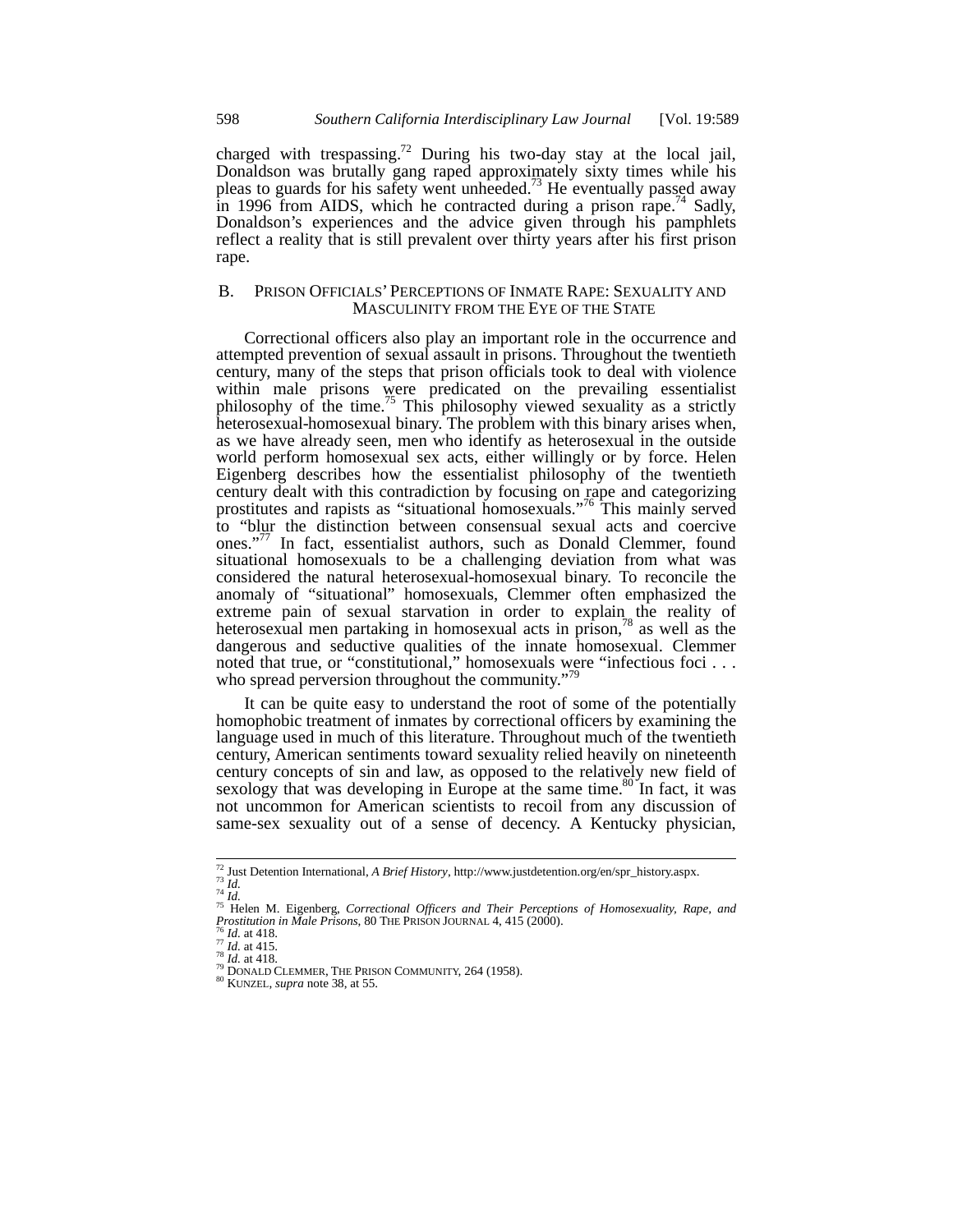charged with trespassing.[72] During his two-day stay at the local jail, Donaldson was brutally gang raped approximately sixty times while his pleas to guards for his safety went unheeded.[73] He eventually passed away in 1996 from AIDS, which he contracted during a prison rape.[74] Sadly, Donaldson's experiences and the advice given through his pamphlets reflect a reality that is still prevalent over thirty years after his first prison rape.

### B. PRISON OFFICIALS' PERCEPTIONS OF INMATE RAPE: SEXUALITY AND MASCULINITY FROM THE EYE OF THE STATE

Correctional officers also play an important role in the occurrence and attempted prevention of sexual assault in prisons. Throughout the twentieth century, many of the steps that prison officials took to deal with violence within male prisons were predicated on the prevailing essentialist philosophy of the time.[75] This philosophy viewed sexuality as a strictly heterosexual-homosexual binary. The problem with this binary arises when, as we have already seen, men who identify as heterosexual in the outside world perform homosexual sex acts, either willingly or by force. Helen Eigenberg describes how the essentialist philosophy of the twentieth century dealt with this contradiction by focusing on rape and categorizing prostitutes and rapists as "situational homosexuals."[76] This mainly served to "blur the distinction between consensual sexual acts and coercive ones."[77] In fact, essentialist authors, such as Donald Clemmer, found situational homosexuals to be a challenging deviation from what was considered the natural heterosexual-homosexual binary. To reconcile the anomaly of "situational" homosexuals, Clemmer often emphasized the extreme pain of sexual starvation in order to explain the reality of heterosexual men partaking in homosexual acts in prison,[78] as well as the dangerous and seductive qualities of the innate homosexual. Clemmer noted that true, or "constitutional," homosexuals were "infectious foci . . . who spread perversion throughout the community."[79]

It can be quite easy to understand the root of some of the potentially homophobic treatment of inmates by correctional officers by examining the language used in much of this literature. Throughout much of the twentieth century, American sentiments toward sexuality relied heavily on nineteenth century concepts of sin and law, as opposed to the relatively new field of sexology that was developing in Europe at the same time.[80] In fact, it was not uncommon for American scientists to recoil from any discussion of same-sex sexuality out of a sense of decency. A Kentucky physician,

---

[72] Just Detention International, *A Brief History*, http://www.justdetention.org/en/spr_history.aspx.
[73] *Id.*
[74] *Id.*
[75] Helen M. Eigenberg, *Correctional Officers and Their Perceptions of Homosexuality, Rape, and Prostitution in Male Prisons*, 80 THE PRISON JOURNAL 4, 415 (2000).
[76] *Id.* at 418.
[77] *Id.* at 415.
[78] *Id.* at 418.
[79] DONALD CLEMMER, THE PRISON COMMUNITY, 264 (1958).
[80] KUNZEL, *supra* note 38, at 55.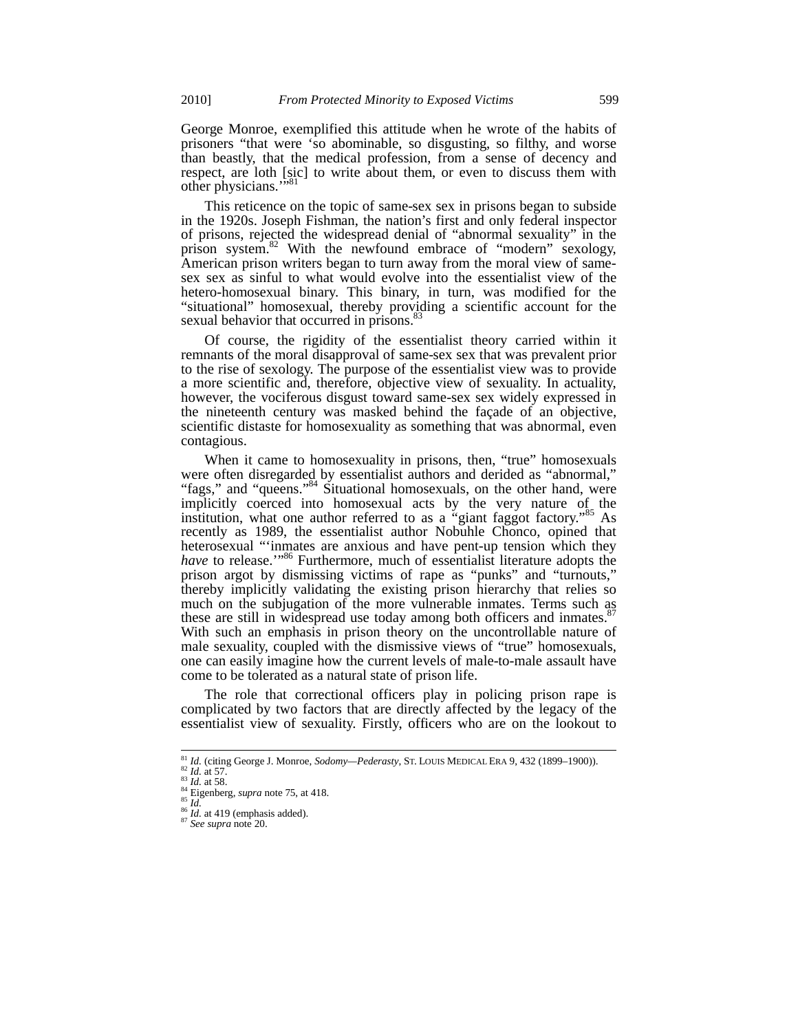George Monroe, exemplified this attitude when he wrote of the habits of prisoners "that were 'so abominable, so disgusting, so filthy, and worse than beastly, that the medical profession, from a sense of decency and respect, are loth [sic] to write about them, or even to discuss them with other physicians.'"[81]

This reticence on the topic of same-sex sex in prisons began to subside in the 1920s. Joseph Fishman, the nation's first and only federal inspector of prisons, rejected the widespread denial of "abnormal sexuality" in the prison system.[82] With the newfound embrace of "modern" sexology, American prison writers began to turn away from the moral view of same-sex sex as sinful to what would evolve into the essentialist view of the hetero-homosexual binary. This binary, in turn, was modified for the "situational" homosexual, thereby providing a scientific account for the sexual behavior that occurred in prisons.[83]

Of course, the rigidity of the essentialist theory carried within it remnants of the moral disapproval of same-sex sex that was prevalent prior to the rise of sexology. The purpose of the essentialist view was to provide a more scientific and, therefore, objective view of sexuality. In actuality, however, the vociferous disgust toward same-sex sex widely expressed in the nineteenth century was masked behind the façade of an objective, scientific distaste for homosexuality as something that was abnormal, even contagious.

When it came to homosexuality in prisons, then, "true" homosexuals were often disregarded by essentialist authors and derided as "abnormal," "fags," and "queens."[84] Situational homosexuals, on the other hand, were implicitly coerced into homosexual acts by the very nature of the institution, what one author referred to as a "giant faggot factory."[85] As recently as 1989, the essentialist author Nobuhle Chonco, opined that heterosexual "'inmates are anxious and have pent-up tension which they *have* to release.'"[86] Furthermore, much of essentialist literature adopts the prison argot by dismissing victims of rape as "punks" and "turnouts," thereby implicitly validating the existing prison hierarchy that relies so much on the subjugation of the more vulnerable inmates. Terms such as these are still in widespread use today among both officers and inmates.[87] With such an emphasis in prison theory on the uncontrollable nature of male sexuality, coupled with the dismissive views of "true" homosexuals, one can easily imagine how the current levels of male-to-male assault have come to be tolerated as a natural state of prison life.

The role that correctional officers play in policing prison rape is complicated by two factors that are directly affected by the legacy of the essentialist view of sexuality. Firstly, officers who are on the lookout to

---

[81] *Id.* (citing George J. Monroe, *Sodomy—Pederasty*, ST. LOUIS MEDICAL ERA 9, 432 (1899–1900)).
[82] *Id.* at 57.
[83] *Id.* at 58.
[84] Eigenberg, *supra* note 75, at 418.
[85] *Id.*
[86] *Id.* at 419 (emphasis added).
[87] *See supra* note 20.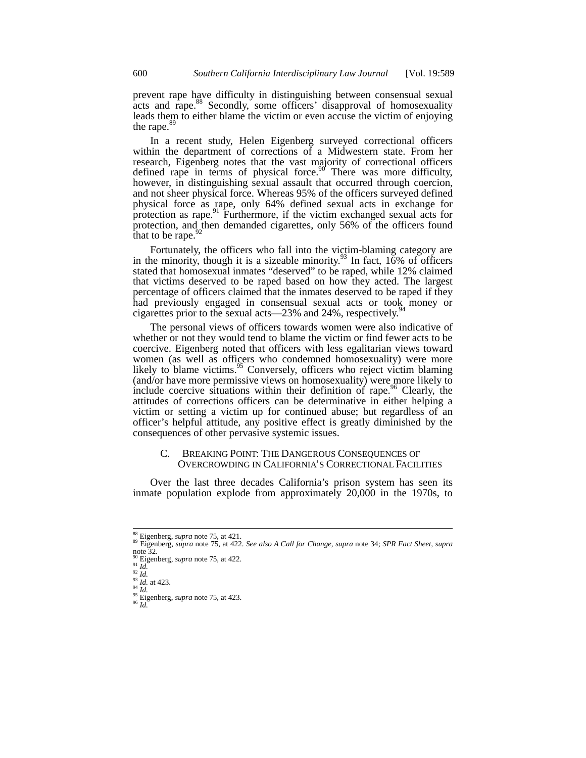prevent rape have difficulty in distinguishing between consensual sexual acts and rape.[88] Secondly, some officers' disapproval of homosexuality leads them to either blame the victim or even accuse the victim of enjoying the rape.[89]

In a recent study, Helen Eigenberg surveyed correctional officers within the department of corrections of a Midwestern state. From her research, Eigenberg notes that the vast majority of correctional officers defined rape in terms of physical force.[90] There was more difficulty, however, in distinguishing sexual assault that occurred through coercion, and not sheer physical force. Whereas 95% of the officers surveyed defined physical force as rape, only 64% defined sexual acts in exchange for protection as rape.[91] Furthermore, if the victim exchanged sexual acts for protection, and then demanded cigarettes, only 56% of the officers found that to be rape.[92]

Fortunately, the officers who fall into the victim-blaming category are in the minority, though it is a sizeable minority.[93] In fact, 16% of officers stated that homosexual inmates "deserved" to be raped, while 12% claimed that victims deserved to be raped based on how they acted. The largest percentage of officers claimed that the inmates deserved to be raped if they had previously engaged in consensual sexual acts or took money or cigarettes prior to the sexual acts—23% and 24%, respectively.[94]

The personal views of officers towards women were also indicative of whether or not they would tend to blame the victim or find fewer acts to be coercive. Eigenberg noted that officers with less egalitarian views toward women (as well as officers who condemned homosexuality) were more likely to blame victims.[95] Conversely, officers who reject victim blaming (and/or have more permissive views on homosexuality) were more likely to include coercive situations within their definition of rape.[96] Clearly, the attitudes of corrections officers can be determinative in either helping a victim or setting a victim up for continued abuse; but regardless of an officer's helpful attitude, any positive effect is greatly diminished by the consequences of other pervasive systemic issues.

### C. Breaking Point: The Dangerous Consequences of Overcrowding in California's Correctional Facilities

Over the last three decades California's prison system has seen its inmate population explode from approximately 20,000 in the 1970s, to

---

[88] Eigenberg, *supra* note 75, at 421.
[89] Eigenberg, *supra* note 75, at 422. *See also A Call for Change*, *supra* note 34; *SPR Fact Sheet*, *supra* note 32.
[90] Eigenberg, *supra* note 75, at 422.
[91] *Id.*
[92] *Id.*
[93] *Id.* at 423.
[94] *Id.*
[95] Eigenberg, *supra* note 75, at 423.
[96] *Id.*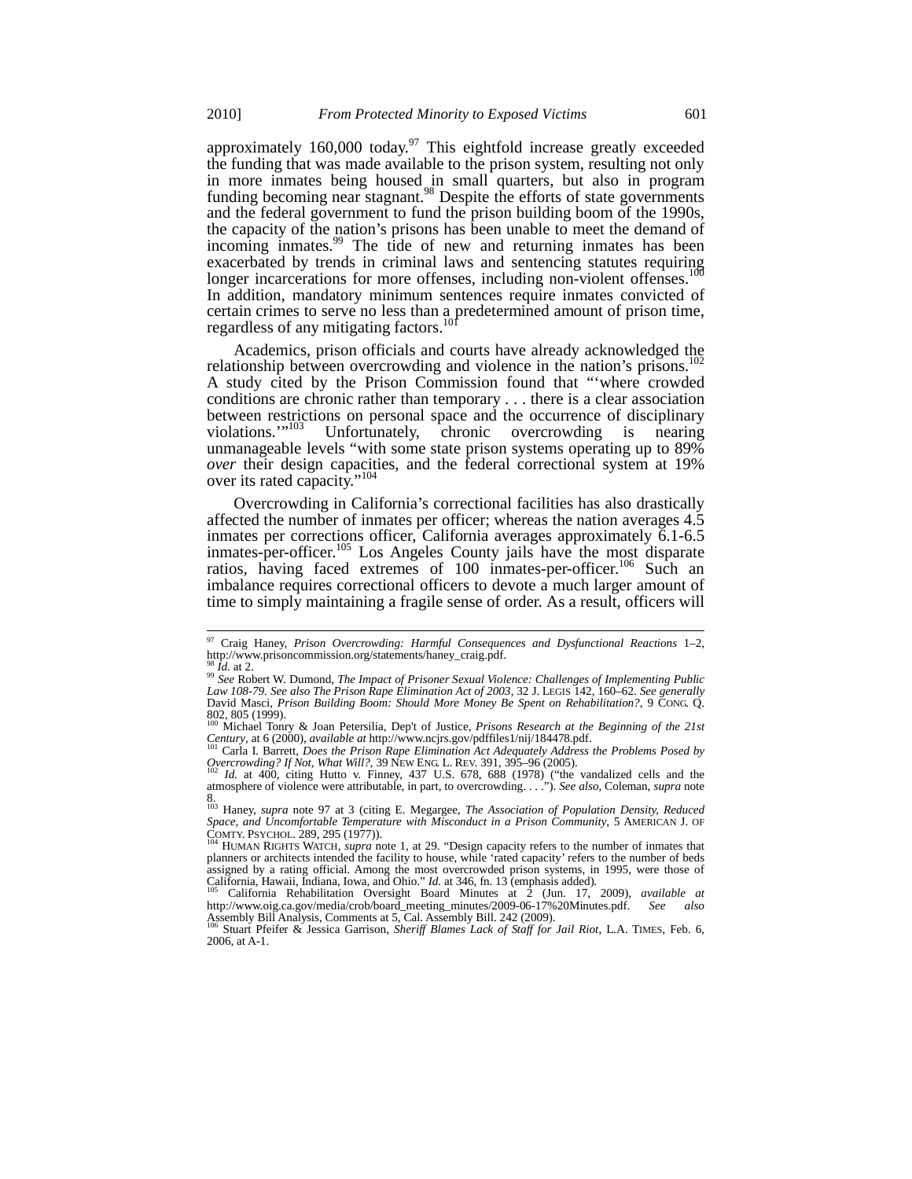approximately 160,000 today.[97] This eightfold increase greatly exceeded the funding that was made available to the prison system, resulting not only in more inmates being housed in small quarters, but also in program funding becoming near stagnant.[98] Despite the efforts of state governments and the federal government to fund the prison building boom of the 1990s, the capacity of the nation's prisons has been unable to meet the demand of incoming inmates.[99] The tide of new and returning inmates has been exacerbated by trends in criminal laws and sentencing statutes requiring longer incarcerations for more offenses, including non-violent offenses.[100] In addition, mandatory minimum sentences require inmates convicted of certain crimes to serve no less than a predetermined amount of prison time, regardless of any mitigating factors.[101]

Academics, prison officials and courts have already acknowledged the relationship between overcrowding and violence in the nation's prisons.[102] A study cited by the Prison Commission found that "'where crowded conditions are chronic rather than temporary . . . there is a clear association between restrictions on personal space and the occurrence of disciplinary violations.'"[103] Unfortunately, chronic overcrowding is nearing unmanageable levels "with some state prison systems operating up to 89% *over* their design capacities, and the federal correctional system at 19% over its rated capacity."[104]

Overcrowding in California's correctional facilities has also drastically affected the number of inmates per officer; whereas the nation averages 4.5 inmates per corrections officer, California averages approximately 6.1-6.5 inmates-per-officer.[105] Los Angeles County jails have the most disparate ratios, having faced extremes of 100 inmates-per-officer.[106] Such an imbalance requires correctional officers to devote a much larger amount of time to simply maintaining a fragile sense of order. As a result, officers will

---

[97] Craig Haney, *Prison Overcrowding: Harmful Consequences and Dysfunctional Reactions* 1–2, http://www.prisoncommission.org/statements/haney_craig.pdf.

[98] *Id.* at 2.

[99] *See* Robert W. Dumond, *The Impact of Prisoner Sexual Violence: Challenges of Implementing Public Law 108-79. See also The Prison Rape Elimination Act of 2003*, 32 J. LEGIS 142, 160–62. *See generally* David Masci, *Prison Building Boom: Should More Money Be Spent on Rehabilitation?*, 9 CONG. Q. 802, 805 (1999).

[100] Michael Tonry & Joan Petersilia, Dep't of Justice, *Prisons Research at the Beginning of the 21st Century*, at 6 (2000), *available at* http://www.ncjrs.gov/pdffiles1/nij/184478.pdf.

[101] Carla I. Barrett, *Does the Prison Rape Elimination Act Adequately Address the Problems Posed by Overcrowding? If Not, What Will?*, 39 NEW ENG. L. REV. 391, 395–96 (2005).

[102] *Id.* at 400, citing Hutto v. Finney, 437 U.S. 678, 688 (1978) ("the vandalized cells and the atmosphere of violence were attributable, in part, to overcrowding. . . ."). *See also*, Coleman, *supra* note 8.

[103] Haney, *supra* note 97 at 3 (citing E. Megargee, *The Association of Population Density, Reduced Space, and Uncomfortable Temperature with Misconduct in a Prison Community*, 5 AMERICAN J. OF COMTY. PSYCHOL. 289, 295 (1977)).

[104] HUMAN RIGHTS WATCH, *supra* note 1, at 29. "Design capacity refers to the number of inmates that planners or architects intended the facility to house, while 'rated capacity' refers to the number of beds assigned by a rating official. Among the most overcrowded prison systems, in 1995, were those of California, Hawaii, Indiana, Iowa, and Ohio." *Id.* at 346, fn. 13 (emphasis added).

[105] California Rehabilitation Oversight Board Minutes at 2 (Jun. 17, 2009), *available at* http://www.oig.ca.gov/media/crob/board_meeting_minutes/2009-06-17%20Minutes.pdf. *See also* Assembly Bill Analysis, Comments at 5, Cal. Assembly Bill. 242 (2009).

[106] Stuart Pfeifer & Jessica Garrison, *Sheriff Blames Lack of Staff for Jail Riot*, L.A. TIMES, Feb. 6, 2006, at A-1.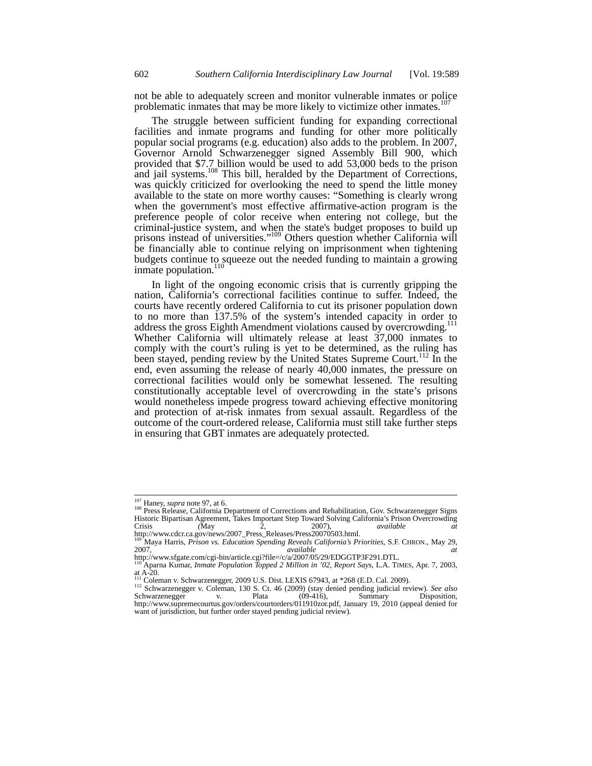not be able to adequately screen and monitor vulnerable inmates or police problematic inmates that may be more likely to victimize other inmates.[107]

The struggle between sufficient funding for expanding correctional facilities and inmate programs and funding for other more politically popular social programs (e.g. education) also adds to the problem. In 2007, Governor Arnold Schwarzenegger signed Assembly Bill 900, which provided that $7.7 billion would be used to add 53,000 beds to the prison and jail systems.[108] This bill, heralded by the Department of Corrections, was quickly criticized for overlooking the need to spend the little money available to the state on more worthy causes: "Something is clearly wrong when the government's most effective affirmative-action program is the preference people of color receive when entering not college, but the criminal-justice system, and when the state's budget proposes to build up prisons instead of universities."[109] Others question whether California will be financially able to continue relying on imprisonment when tightening budgets continue to squeeze out the needed funding to maintain a growing inmate population.[110]

In light of the ongoing economic crisis that is currently gripping the nation, California's correctional facilities continue to suffer. Indeed, the courts have recently ordered California to cut its prisoner population down to no more than 137.5% of the system's intended capacity in order to address the gross Eighth Amendment violations caused by overcrowding.[111] Whether California will ultimately release at least 37,000 inmates to comply with the court's ruling is yet to be determined, as the ruling has been stayed, pending review by the United States Supreme Court.[112] In the end, even assuming the release of nearly 40,000 inmates, the pressure on correctional facilities would only be somewhat lessened. The resulting constitutionally acceptable level of overcrowding in the state's prisons would nonetheless impede progress toward achieving effective monitoring and protection of at-risk inmates from sexual assault. Regardless of the outcome of the court-ordered release, California must still take further steps in ensuring that GBT inmates are adequately protected.

---

[107] Haney, *supra* note 97, at 6.

[108] Press Release, California Department of Corrections and Rehabilitation, Gov. Schwarzenegger Signs Historic Bipartisan Agreement, Takes Important Step Toward Solving California's Prison Overcrowding Crisis (May 2, 2007), *available at* http://www.cdcr.ca.gov/news/2007_Press_Releases/Press20070503.html.

[109] Maya Harris, *Prison vs. Education Spending Reveals California's Priorities*, S.F. CHRON., May 29, 2007, *available at* http://www.sfgate.com/cgi-bin/article.cgi?file=/c/a/2007/05/29/EDGGTP3F291.DTL.

[110] Aparna Kumar, *Inmate Population Topped 2 Million in '02, Report Says*, L.A. TIMES, Apr. 7, 2003, at A-20.

[111] Coleman v. Schwarzenegger, 2009 U.S. Dist. LEXIS 67943, at *268 (E.D. Cal. 2009).

[112] Schwarzenegger v. Coleman, 130 S. Ct. 46 (2009) (stay denied pending judicial review). *See also* Schwarzenegger v. Plata (09-416), Summary Disposition, http://www.supremecourtus.gov/orders/courtorders/011910zor.pdf, January 19, 2010 (appeal denied for want of jurisdiction, but further order stayed pending judicial review).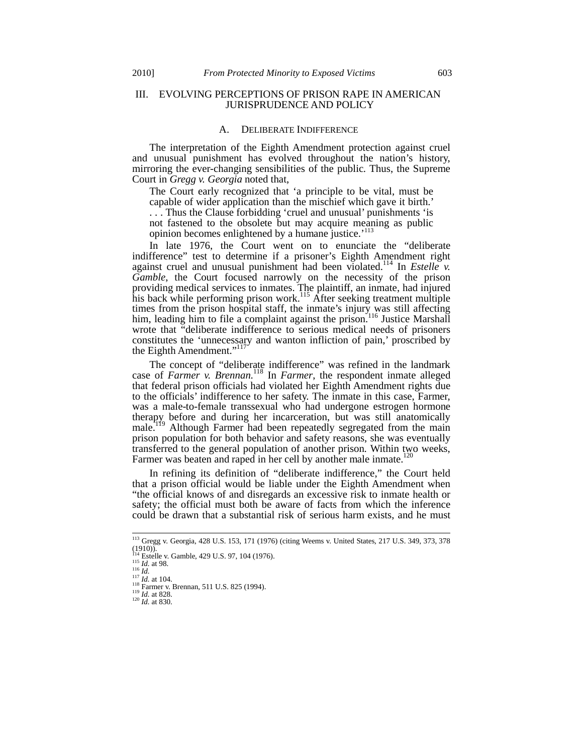## III. EVOLVING PERCEPTIONS OF PRISON RAPE IN AMERICAN JURISPRUDENCE AND POLICY

### A. DELIBERATE INDIFFERENCE

The interpretation of the Eighth Amendment protection against cruel and unusual punishment has evolved throughout the nation's history, mirroring the ever-changing sensibilities of the public. Thus, the Supreme Court in *Gregg v. Georgia* noted that,

> The Court early recognized that 'a principle to be vital, must be capable of wider application than the mischief which gave it birth.' . . . Thus the Clause forbidding 'cruel and unusual' punishments 'is not fastened to the obsolete but may acquire meaning as public opinion becomes enlightened by a humane justice.'[113]

In late 1976, the Court went on to enunciate the "deliberate indifference" test to determine if a prisoner's Eighth Amendment right against cruel and unusual punishment had been violated.[114] In *Estelle v. Gamble*, the Court focused narrowly on the necessity of the prison providing medical services to inmates. The plaintiff, an inmate, had injured his back while performing prison work.[115] After seeking treatment multiple times from the prison hospital staff, the inmate's injury was still affecting him, leading him to file a complaint against the prison.[116] Justice Marshall wrote that "deliberate indifference to serious medical needs of prisoners constitutes the 'unnecessary and wanton infliction of pain,' proscribed by the Eighth Amendment."[117]

The concept of "deliberate indifference" was refined in the landmark case of *Farmer v. Brennan.*[118] In *Farmer*, the respondent inmate alleged that federal prison officials had violated her Eighth Amendment rights due to the officials' indifference to her safety. The inmate in this case, Farmer, was a male-to-female transsexual who had undergone estrogen hormone therapy before and during her incarceration, but was still anatomically male.[119] Although Farmer had been repeatedly segregated from the main prison population for both behavior and safety reasons, she was eventually transferred to the general population of another prison. Within two weeks, Farmer was beaten and raped in her cell by another male inmate.[120]

In refining its definition of "deliberate indifference," the Court held that a prison official would be liable under the Eighth Amendment when "the official knows of and disregards an excessive risk to inmate health or safety; the official must both be aware of facts from which the inference could be drawn that a substantial risk of serious harm exists, and he must

---

[113] Gregg v. Georgia, 428 U.S. 153, 171 (1976) (citing Weems v. United States, 217 U.S. 349, 373, 378 (1910)).
[114] Estelle v. Gamble, 429 U.S. 97, 104 (1976).
[115] *Id.* at 98.
[116] *Id.*
[117] *Id.* at 104.
[118] Farmer v. Brennan, 511 U.S. 825 (1994).
[119] *Id.* at 828.
[120] *Id.* at 830.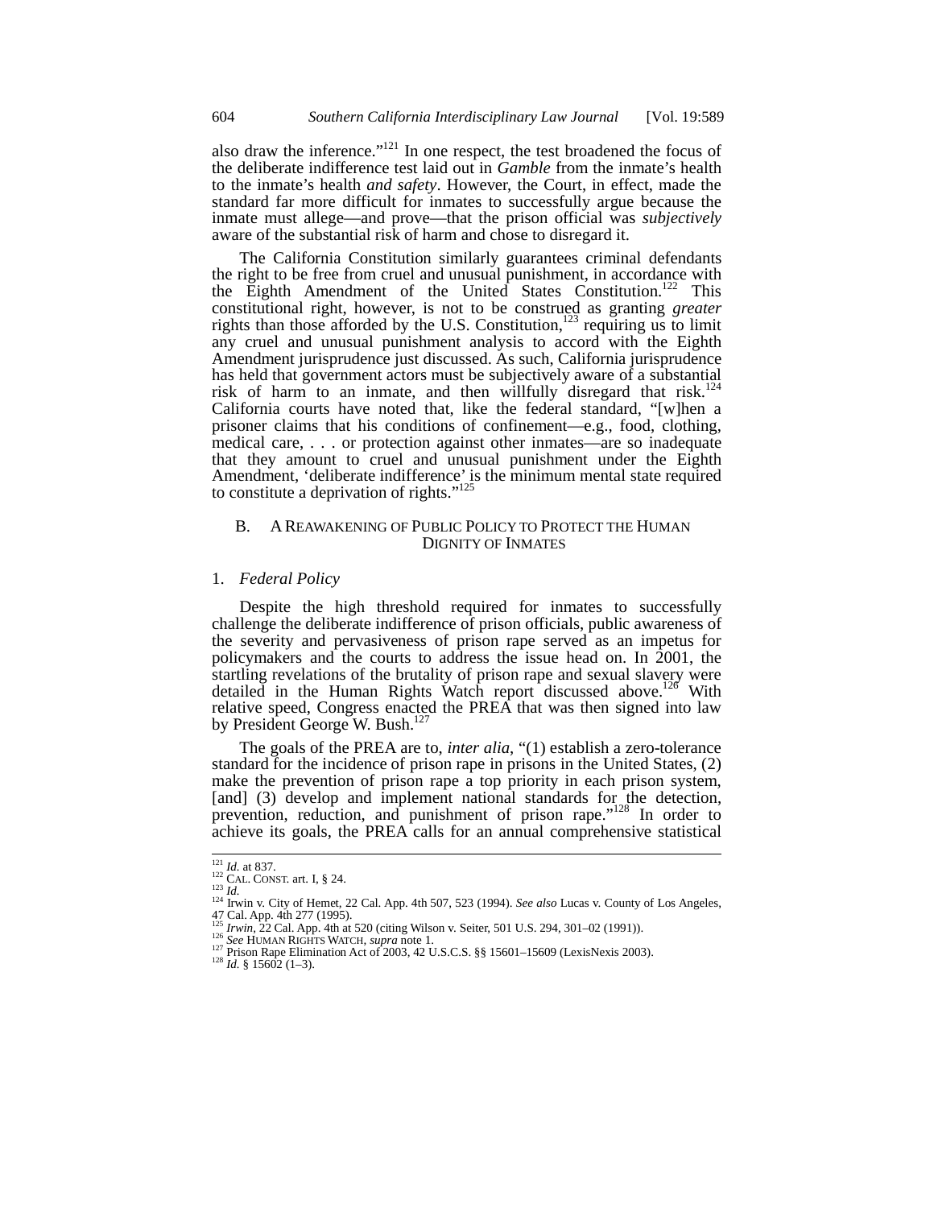also draw the inference."[121] In one respect, the test broadened the focus of the deliberate indifference test laid out in *Gamble* from the inmate's health to the inmate's health *and safety*. However, the Court, in effect, made the standard far more difficult for inmates to successfully argue because the inmate must allege—and prove—that the prison official was *subjectively* aware of the substantial risk of harm and chose to disregard it.

The California Constitution similarly guarantees criminal defendants the right to be free from cruel and unusual punishment, in accordance with the Eighth Amendment of the United States Constitution.[122] This constitutional right, however, is not to be construed as granting *greater* rights than those afforded by the U.S. Constitution,[123] requiring us to limit any cruel and unusual punishment analysis to accord with the Eighth Amendment jurisprudence just discussed. As such, California jurisprudence has held that government actors must be subjectively aware of a substantial risk of harm to an inmate, and then willfully disregard that risk.[124] California courts have noted that, like the federal standard, "[w]hen a prisoner claims that his conditions of confinement—e.g., food, clothing, medical care, . . . or protection against other inmates—are so inadequate that they amount to cruel and unusual punishment under the Eighth Amendment, 'deliberate indifference' is the minimum mental state required to constitute a deprivation of rights."[125]

### B. A Reawakening of Public Policy to Protect the Human Dignity of Inmates

#### 1. *Federal Policy*

Despite the high threshold required for inmates to successfully challenge the deliberate indifference of prison officials, public awareness of the severity and pervasiveness of prison rape served as an impetus for policymakers and the courts to address the issue head on. In 2001, the startling revelations of the brutality of prison rape and sexual slavery were detailed in the Human Rights Watch report discussed above.[126] With relative speed, Congress enacted the PREA that was then signed into law by President George W. Bush.[127]

The goals of the PREA are to, *inter alia*, "(1) establish a zero-tolerance standard for the incidence of prison rape in prisons in the United States, (2) make the prevention of prison rape a top priority in each prison system, [and] (3) develop and implement national standards for the detection, prevention, reduction, and punishment of prison rape."[128] In order to achieve its goals, the PREA calls for an annual comprehensive statistical

---

[121] *Id.* at 837.
[122] Cal. Const. art. I, § 24.
[123] *Id.*
[124] Irwin v. City of Hemet, 22 Cal. App. 4th 507, 523 (1994). *See also* Lucas v. County of Los Angeles, 47 Cal. App. 4th 277 (1995).
[125] *Irwin*, 22 Cal. App. 4th at 520 (citing Wilson v. Seiter, 501 U.S. 294, 301–02 (1991)).
[126] *See* Human Rights Watch, *supra* note 1.
[127] Prison Rape Elimination Act of 2003, 42 U.S.C.S. §§ 15601–15609 (LexisNexis 2003).
[128] *Id.* § 15602 (1–3).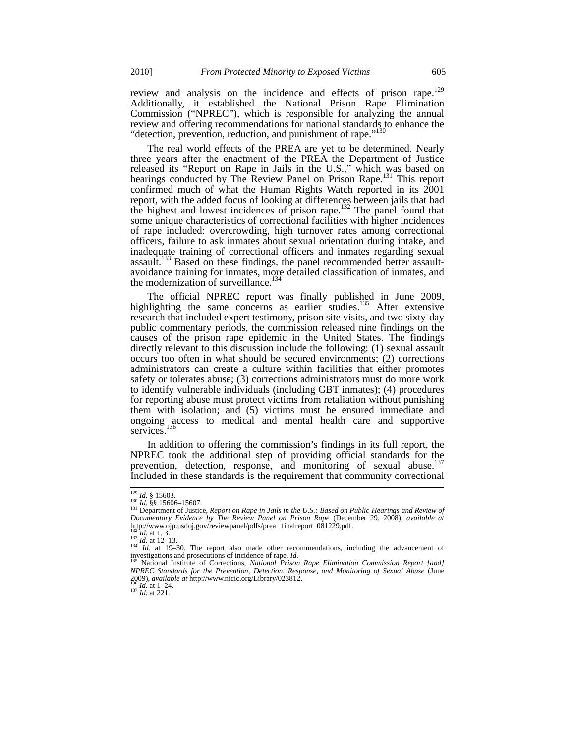review and analysis on the incidence and effects of prison rape.[129] Additionally, it established the National Prison Rape Elimination Commission ("NPREC"), which is responsible for analyzing the annual review and offering recommendations for national standards to enhance the "detection, prevention, reduction, and punishment of rape."[130]

The real world effects of the PREA are yet to be determined. Nearly three years after the enactment of the PREA the Department of Justice released its "Report on Rape in Jails in the U.S.," which was based on hearings conducted by The Review Panel on Prison Rape.[131] This report confirmed much of what the Human Rights Watch reported in its 2001 report, with the added focus of looking at differences between jails that had the highest and lowest incidences of prison rape.[132] The panel found that some unique characteristics of correctional facilities with higher incidences of rape included: overcrowding, high turnover rates among correctional officers, failure to ask inmates about sexual orientation during intake, and inadequate training of correctional officers and inmates regarding sexual assault.[133] Based on these findings, the panel recommended better assault-avoidance training for inmates, more detailed classification of inmates, and the modernization of surveillance.[134]

The official NPREC report was finally published in June 2009, highlighting the same concerns as earlier studies.[135] After extensive research that included expert testimony, prison site visits, and two sixty-day public commentary periods, the commission released nine findings on the causes of the prison rape epidemic in the United States. The findings directly relevant to this discussion include the following: (1) sexual assault occurs too often in what should be secured environments; (2) corrections administrators can create a culture within facilities that either promotes safety or tolerates abuse; (3) corrections administrators must do more work to identify vulnerable individuals (including GBT inmates); (4) procedures for reporting abuse must protect victims from retaliation without punishing them with isolation; and (5) victims must be ensured immediate and ongoing access to medical and mental health care and supportive services.[136]

In addition to offering the commission's findings in its full report, the NPREC took the additional step of providing official standards for the prevention, detection, response, and monitoring of sexual abuse.[137] Included in these standards is the requirement that community correctional

---

[129] *Id.* § 15603.

[130] *Id.* §§ 15606–15607.

[131] Department of Justice, *Report on Rape in Jails in the U.S.: Based on Public Hearings and Review of Documentary Evidence by The Review Panel on Prison Rape* (December 29, 2008), *available at* http://www.ojp.usdoj.gov/reviewpanel/pdfs/prea_ finalreport_081229.pdf.

[132] *Id.* at 1, 3.

[133] *Id.* at 12–13.

[134] *Id.* at 19–30. The report also made other recommendations, including the advancement of investigations and prosecutions of incidence of rape. *Id.*

[135] National Institute of Corrections, *National Prison Rape Elimination Commission Report [and] NPREC Standards for the Prevention, Detection, Response, and Monitoring of Sexual Abuse* (June 2009), *available at* http://www.nicic.org/Library/023812.

[136] *Id.* at 1–24.

[137] *Id.* at 221.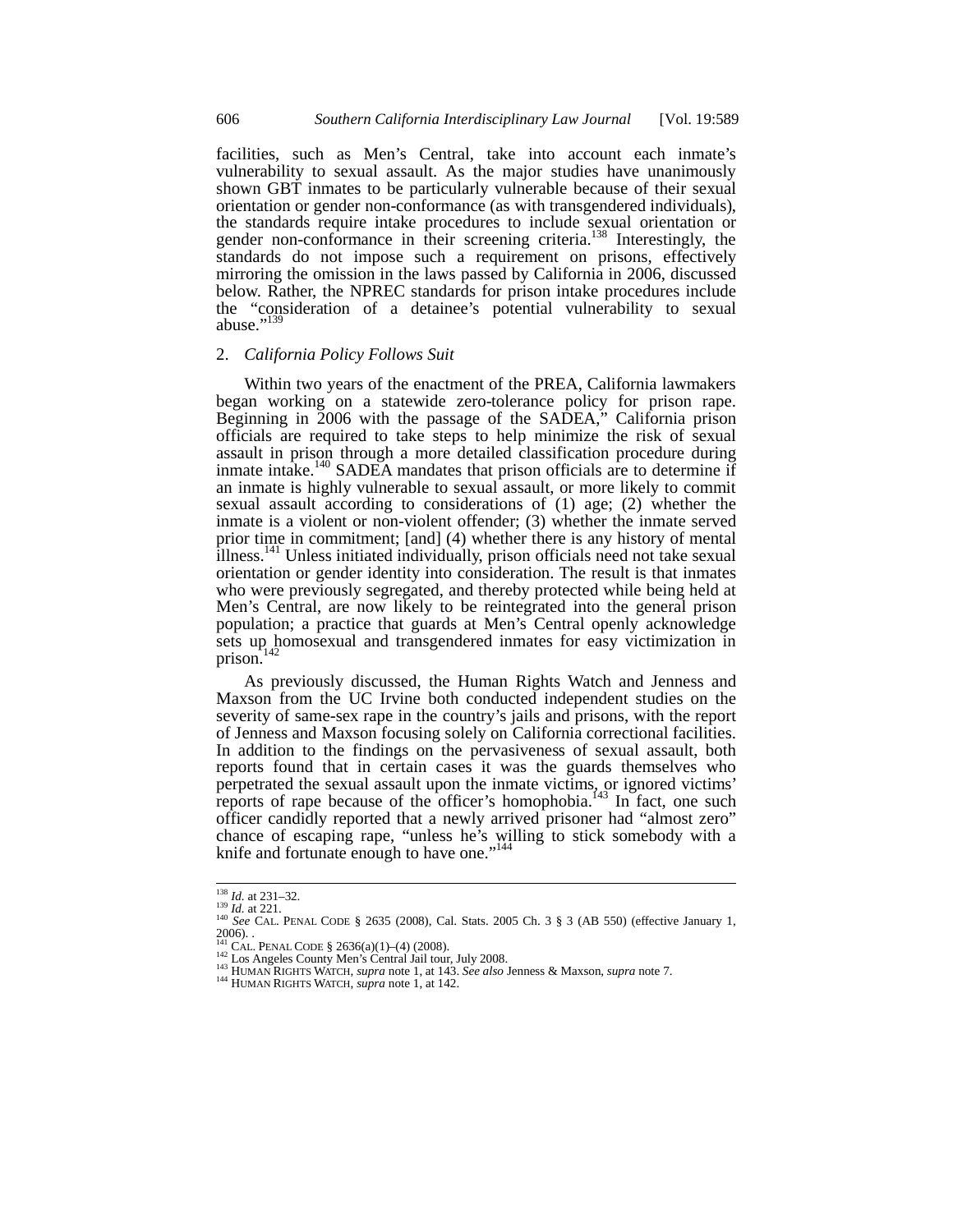facilities, such as Men's Central, take into account each inmate's vulnerability to sexual assault. As the major studies have unanimously shown GBT inmates to be particularly vulnerable because of their sexual orientation or gender non-conformance (as with transgendered individuals), the standards require intake procedures to include sexual orientation or gender non-conformance in their screening criteria.[138] Interestingly, the standards do not impose such a requirement on prisons, effectively mirroring the omission in the laws passed by California in 2006, discussed below. Rather, the NPREC standards for prison intake procedures include the "consideration of a detainee's potential vulnerability to sexual abuse."[139]

### 2. *California Policy Follows Suit*

Within two years of the enactment of the PREA, California lawmakers began working on a statewide zero-tolerance policy for prison rape. Beginning in 2006 with the passage of the SADEA," California prison officials are required to take steps to help minimize the risk of sexual assault in prison through a more detailed classification procedure during inmate intake.[140] SADEA mandates that prison officials are to determine if an inmate is highly vulnerable to sexual assault, or more likely to commit sexual assault according to considerations of (1) age; (2) whether the inmate is a violent or non-violent offender; (3) whether the inmate served prior time in commitment; [and] (4) whether there is any history of mental illness.[141] Unless initiated individually, prison officials need not take sexual orientation or gender identity into consideration. The result is that inmates who were previously segregated, and thereby protected while being held at Men's Central, are now likely to be reintegrated into the general prison population; a practice that guards at Men's Central openly acknowledge sets up homosexual and transgendered inmates for easy victimization in prison.[142]

As previously discussed, the Human Rights Watch and Jenness and Maxson from the UC Irvine both conducted independent studies on the severity of same-sex rape in the country's jails and prisons, with the report of Jenness and Maxson focusing solely on California correctional facilities. In addition to the findings on the pervasiveness of sexual assault, both reports found that in certain cases it was the guards themselves who perpetrated the sexual assault upon the inmate victims, or ignored victims' reports of rape because of the officer's homophobia.[143] In fact, one such officer candidly reported that a newly arrived prisoner had "almost zero" chance of escaping rape, "unless he's willing to stick somebody with a knife and fortunate enough to have one."[144]

---

[138] *Id.* at 231–32.
[139] *Id.* at 221.
[140] *See* CAL. PENAL CODE § 2635 (2008), Cal. Stats. 2005 Ch. 3 § 3 (AB 550) (effective January 1, 2006). .
[141] CAL. PENAL CODE § 2636(a)(1)–(4) (2008).
[142] Los Angeles County Men's Central Jail tour, July 2008.
[143] HUMAN RIGHTS WATCH, *supra* note 1, at 143. *See also* Jenness & Maxson, *supra* note 7.
[144] HUMAN RIGHTS WATCH, *supra* note 1, at 142.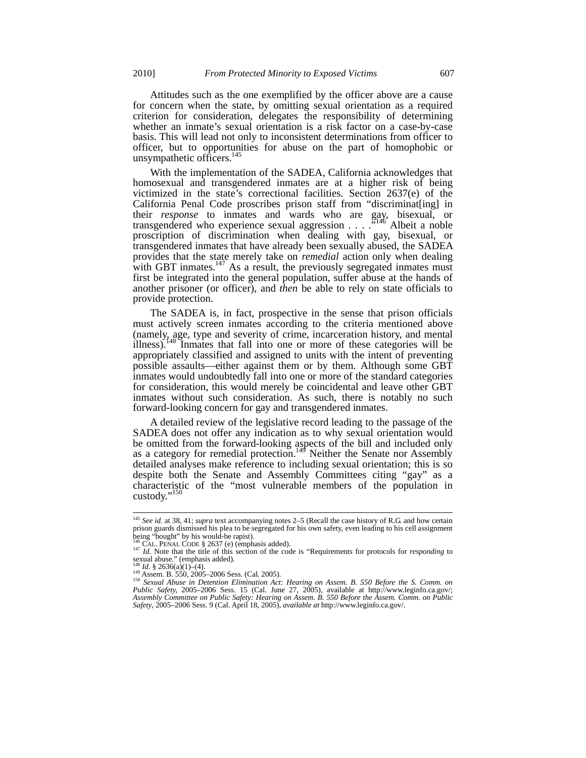Attitudes such as the one exemplified by the officer above are a cause for concern when the state, by omitting sexual orientation as a required criterion for consideration, delegates the responsibility of determining whether an inmate's sexual orientation is a risk factor on a case-by-case basis. This will lead not only to inconsistent determinations from officer to officer, but to opportunities for abuse on the part of homophobic or unsympathetic officers.[145]

With the implementation of the SADEA, California acknowledges that homosexual and transgendered inmates are at a higher risk of being victimized in the state's correctional facilities. Section 2637(e) of the California Penal Code proscribes prison staff from "discriminat[ing] in their *response* to inmates and wards who are gay, bisexual, or transgendered who experience sexual aggression . . . ."[146] Albeit a noble proscription of discrimination when dealing with gay, bisexual, or transgendered inmates that have already been sexually abused, the SADEA provides that the state merely take on *remedial* action only when dealing with GBT inmates.[147] As a result, the previously segregated inmates must first be integrated into the general population, suffer abuse at the hands of another prisoner (or officer), and *then* be able to rely on state officials to provide protection.

The SADEA is, in fact, prospective in the sense that prison officials must actively screen inmates according to the criteria mentioned above (namely, age, type and severity of crime, incarceration history, and mental illness).[148] Inmates that fall into one or more of these categories will be appropriately classified and assigned to units with the intent of preventing possible assaults—either against them or by them. Although some GBT inmates would undoubtedly fall into one or more of the standard categories for consideration, this would merely be coincidental and leave other GBT inmates without such consideration. As such, there is notably no such forward-looking concern for gay and transgendered inmates.

A detailed review of the legislative record leading to the passage of the SADEA does not offer any indication as to why sexual orientation would be omitted from the forward-looking aspects of the bill and included only as a category for remedial protection.[149] Neither the Senate nor Assembly detailed analyses make reference to including sexual orientation; this is so despite both the Senate and Assembly Committees citing "gay" as a characteristic of the "most vulnerable members of the population in custody."[150]

---

[145] *See id.* at 38, 41; *supra* text accompanying notes 2–5 (Recall the case history of R.G. and how certain prison guards dismissed his plea to be segregated for his own safety, even leading to his cell assignment being "bought" by his would-be rapist).

[146] CAL. PENAL CODE § 2637 (e) (emphasis added).

[147] *Id.* Note that the title of this section of the code is "Requirements for protocols for *responding* to sexual abuse." (emphasis added).

[148] *Id.* § 2636(a)(1)–(4).

[149] Assem. B. 550, 2005–2006 Sess. (Cal. 2005).

[150] *Sexual Abuse in Detention Elimination Act: Hearing on Assem. B. 550 Before the S. Comm. on Public Safety*, 2005–2006 Sess. 15 (Cal. June 27, 2005), available at http://www.leginfo.ca.gov/; *Assembly Committee on Public Safety: Hearing on Assem. B. 550 Before the Assem. Comm. on Public Safety*, 2005–2006 Sess. 9 (Cal. April 18, 2005), *available at* http://www.leginfo.ca.gov/.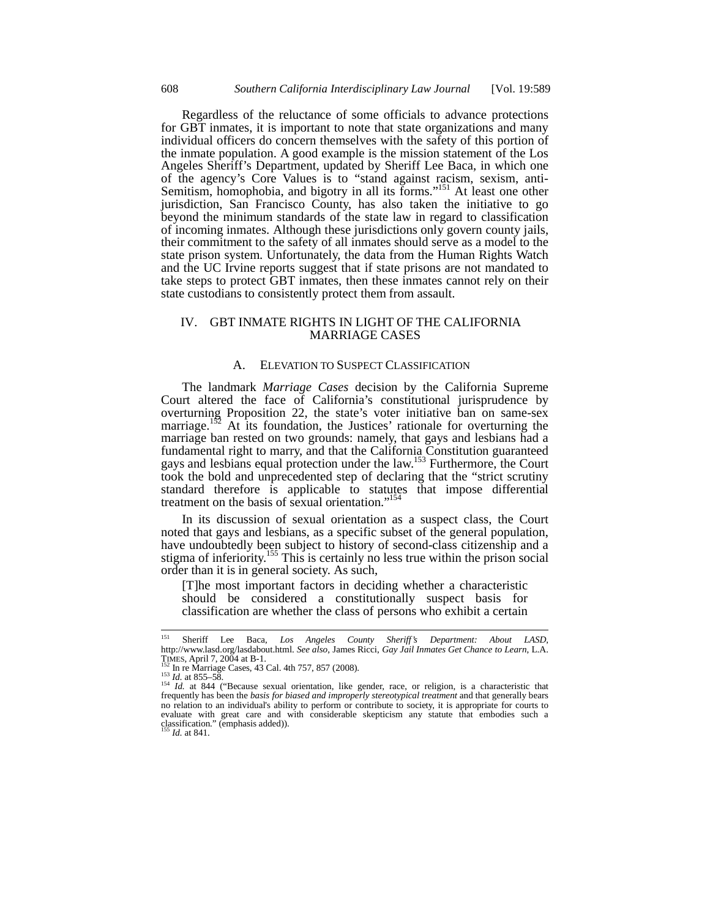Regardless of the reluctance of some officials to advance protections for GBT inmates, it is important to note that state organizations and many individual officers do concern themselves with the safety of this portion of the inmate population. A good example is the mission statement of the Los Angeles Sheriff's Department, updated by Sheriff Lee Baca, in which one of the agency's Core Values is to "stand against racism, sexism, anti-Semitism, homophobia, and bigotry in all its forms."[151] At least one other jurisdiction, San Francisco County, has also taken the initiative to go beyond the minimum standards of the state law in regard to classification of incoming inmates. Although these jurisdictions only govern county jails, their commitment to the safety of all inmates should serve as a model to the state prison system. Unfortunately, the data from the Human Rights Watch and the UC Irvine reports suggest that if state prisons are not mandated to take steps to protect GBT inmates, then these inmates cannot rely on their state custodians to consistently protect them from assault.

## IV. GBT INMATE RIGHTS IN LIGHT OF THE CALIFORNIA MARRIAGE CASES

### A. ELEVATION TO SUSPECT CLASSIFICATION

The landmark *Marriage Cases* decision by the California Supreme Court altered the face of California's constitutional jurisprudence by overturning Proposition 22, the state's voter initiative ban on same-sex marriage.[152] At its foundation, the Justices' rationale for overturning the marriage ban rested on two grounds: namely, that gays and lesbians had a fundamental right to marry, and that the California Constitution guaranteed gays and lesbians equal protection under the law.[153] Furthermore, the Court took the bold and unprecedented step of declaring that the "strict scrutiny standard therefore is applicable to statutes that impose differential treatment on the basis of sexual orientation."[154]

In its discussion of sexual orientation as a suspect class, the Court noted that gays and lesbians, as a specific subset of the general population, have undoubtedly been subject to history of second-class citizenship and a stigma of inferiority.[155] This is certainly no less true within the prison social order than it is in general society. As such,

> [T]he most important factors in deciding whether a characteristic should be considered a constitutionally suspect basis for classification are whether the class of persons who exhibit a certain

---

[151] Sheriff Lee Baca, *Los Angeles County Sheriff's Department: About LASD*, http://www.lasd.org/lasdabout.html. *See also*, James Ricci, *Gay Jail Inmates Get Chance to Learn*, L.A. TIMES, April 7, 2004 at B-1.

[152] In re Marriage Cases, 43 Cal. 4th 757, 857 (2008).

[153] *Id.* at 855–58.

[154] *Id.* at 844 ("Because sexual orientation, like gender, race, or religion, is a characteristic that frequently has been the *basis for biased and improperly stereotypical treatment* and that generally bears no relation to an individual's ability to perform or contribute to society, it is appropriate for courts to evaluate with great care and with considerable skepticism any statute that embodies such a classification." (emphasis added)).

[155] *Id.* at 841.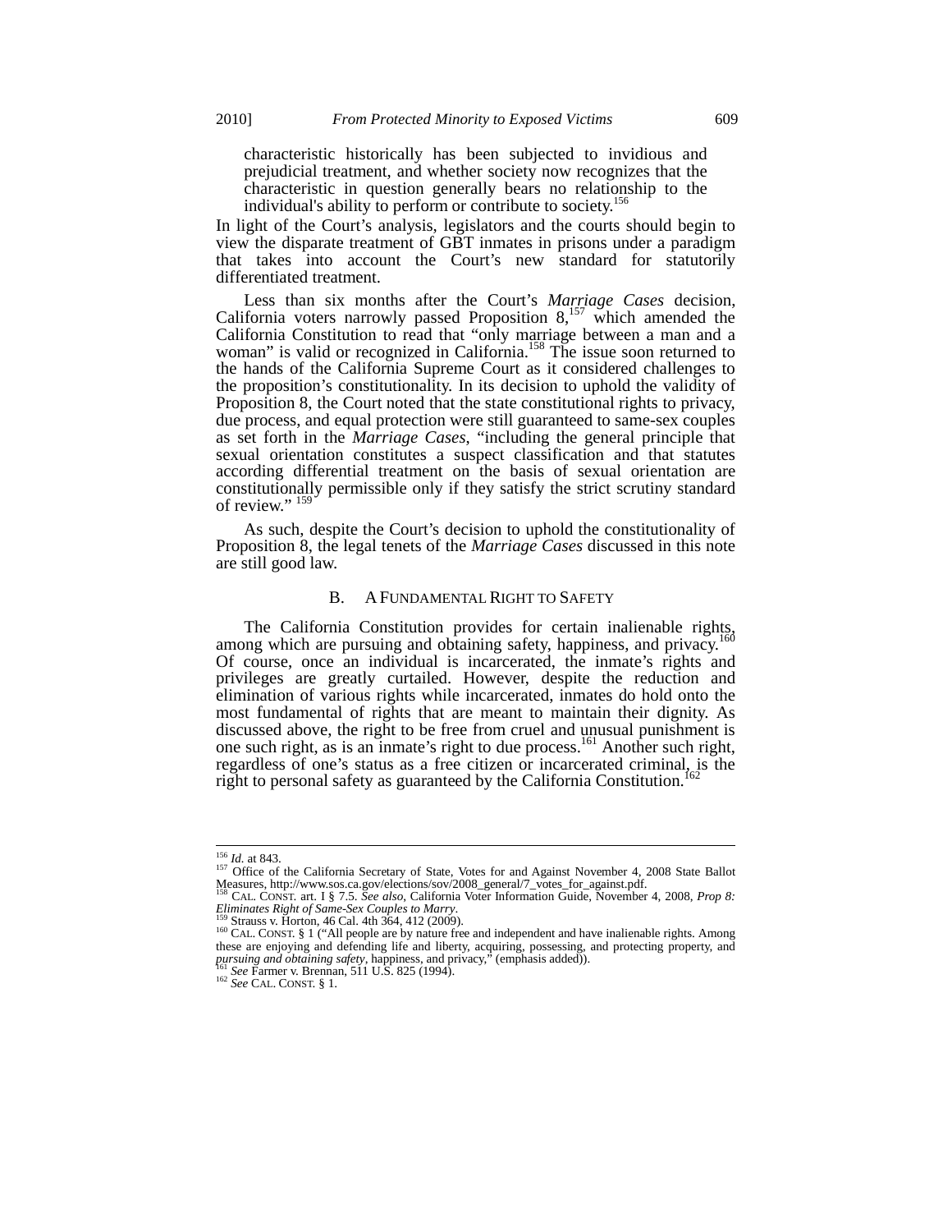> characteristic historically has been subjected to invidious and prejudicial treatment, and whether society now recognizes that the characteristic in question generally bears no relationship to the individual's ability to perform or contribute to society.[156]

In light of the Court's analysis, legislators and the courts should begin to view the disparate treatment of GBT inmates in prisons under a paradigm that takes into account the Court's new standard for statutorily differentiated treatment.

Less than six months after the Court's *Marriage Cases* decision, California voters narrowly passed Proposition 8,[157] which amended the California Constitution to read that "only marriage between a man and a woman" is valid or recognized in California.[158] The issue soon returned to the hands of the California Supreme Court as it considered challenges to the proposition's constitutionality. In its decision to uphold the validity of Proposition 8, the Court noted that the state constitutional rights to privacy, due process, and equal protection were still guaranteed to same-sex couples as set forth in the *Marriage Cases*, "including the general principle that sexual orientation constitutes a suspect classification and that statutes according differential treatment on the basis of sexual orientation are constitutionally permissible only if they satisfy the strict scrutiny standard of review." [159]

As such, despite the Court's decision to uphold the constitutionality of Proposition 8, the legal tenets of the *Marriage Cases* discussed in this note are still good law.

## B. A FUNDAMENTAL RIGHT TO SAFETY

The California Constitution provides for certain inalienable rights, among which are pursuing and obtaining safety, happiness, and privacy.[160] Of course, once an individual is incarcerated, the inmate's rights and privileges are greatly curtailed. However, despite the reduction and elimination of various rights while incarcerated, inmates do hold onto the most fundamental of rights that are meant to maintain their dignity. As discussed above, the right to be free from cruel and unusual punishment is one such right, as is an inmate's right to due process.[161] Another such right, regardless of one's status as a free citizen or incarcerated criminal, is the right to personal safety as guaranteed by the California Constitution.[162]

---

[156] *Id.* at 843.

[157] Office of the California Secretary of State, Votes for and Against November 4, 2008 State Ballot Measures, http://www.sos.ca.gov/elections/sov/2008_general/7_votes_for_against.pdf.

[158] CAL. CONST. art. I § 7.5. *See also*, California Voter Information Guide, November 4, 2008, *Prop 8: Eliminates Right of Same-Sex Couples to Marry*.

[159] Strauss v. Horton, 46 Cal. 4th 364, 412 (2009).

[160] CAL. CONST. § 1 ("All people are by nature free and independent and have inalienable rights. Among these are enjoying and defending life and liberty, acquiring, possessing, and protecting property, and *pursuing and obtaining safety*, happiness, and privacy," (emphasis added)).

[161] *See* Farmer v. Brennan, 511 U.S. 825 (1994).

[162] *See* CAL. CONST. § 1.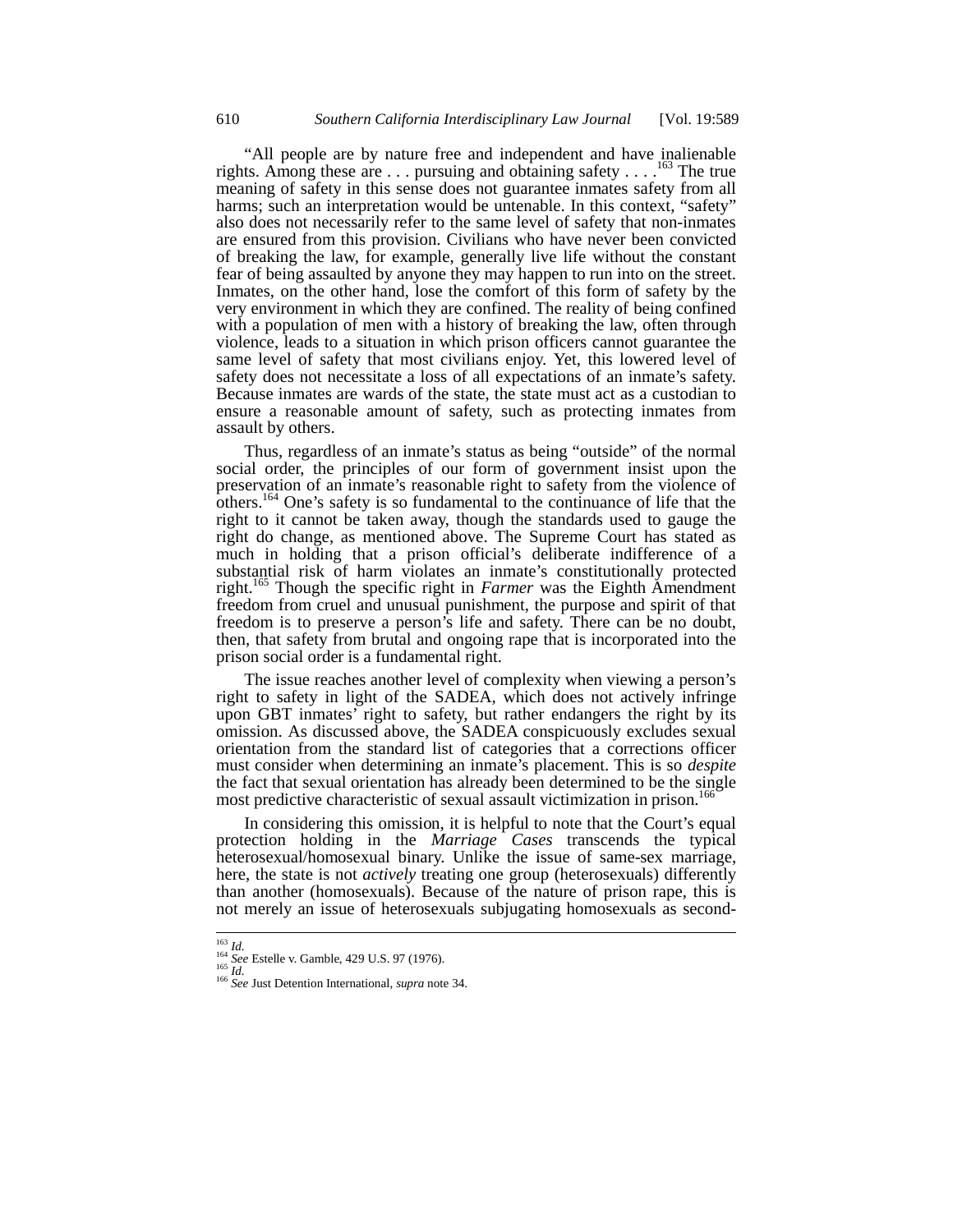"All people are by nature free and independent and have inalienable rights. Among these are . . . pursuing and obtaining safety . . . .[163] The true meaning of safety in this sense does not guarantee inmates safety from all harms; such an interpretation would be untenable. In this context, "safety" also does not necessarily refer to the same level of safety that non-inmates are ensured from this provision. Civilians who have never been convicted of breaking the law, for example, generally live life without the constant fear of being assaulted by anyone they may happen to run into on the street. Inmates, on the other hand, lose the comfort of this form of safety by the very environment in which they are confined. The reality of being confined with a population of men with a history of breaking the law, often through violence, leads to a situation in which prison officers cannot guarantee the same level of safety that most civilians enjoy. Yet, this lowered level of safety does not necessitate a loss of all expectations of an inmate's safety. Because inmates are wards of the state, the state must act as a custodian to ensure a reasonable amount of safety, such as protecting inmates from assault by others.

Thus, regardless of an inmate's status as being "outside" of the normal social order, the principles of our form of government insist upon the preservation of an inmate's reasonable right to safety from the violence of others.[164] One's safety is so fundamental to the continuance of life that the right to it cannot be taken away, though the standards used to gauge the right do change, as mentioned above. The Supreme Court has stated as much in holding that a prison official's deliberate indifference of a substantial risk of harm violates an inmate's constitutionally protected right.[165] Though the specific right in *Farmer* was the Eighth Amendment freedom from cruel and unusual punishment, the purpose and spirit of that freedom is to preserve a person's life and safety. There can be no doubt, then, that safety from brutal and ongoing rape that is incorporated into the prison social order is a fundamental right.

The issue reaches another level of complexity when viewing a person's right to safety in light of the SADEA, which does not actively infringe upon GBT inmates' right to safety, but rather endangers the right by its omission. As discussed above, the SADEA conspicuously excludes sexual orientation from the standard list of categories that a corrections officer must consider when determining an inmate's placement. This is so *despite* the fact that sexual orientation has already been determined to be the single most predictive characteristic of sexual assault victimization in prison.[166]

In considering this omission, it is helpful to note that the Court's equal protection holding in the *Marriage Cases* transcends the typical heterosexual/homosexual binary. Unlike the issue of same-sex marriage, here, the state is not *actively* treating one group (heterosexuals) differently than another (homosexuals). Because of the nature of prison rape, this is not merely an issue of heterosexuals subjugating homosexuals as second-

---

[163] *Id.*
[164] *See* Estelle v. Gamble, 429 U.S. 97 (1976).
[165] *Id.*
[166] *See* Just Detention International, *supra* note 34.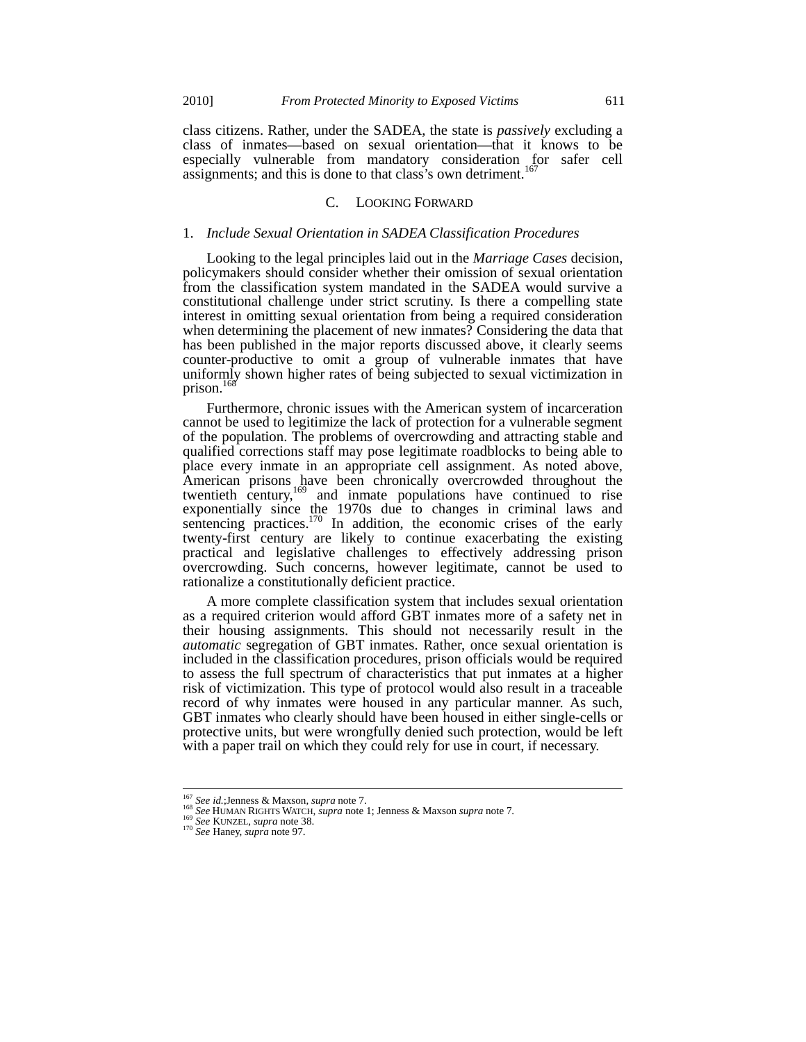class citizens. Rather, under the SADEA, the state is *passively* excluding a class of inmates—based on sexual orientation—that it knows to be especially vulnerable from mandatory consideration for safer cell assignments; and this is done to that class's own detriment.[167]

## C. LOOKING FORWARD

### 1. *Include Sexual Orientation in SADEA Classification Procedures*

Looking to the legal principles laid out in the *Marriage Cases* decision, policymakers should consider whether their omission of sexual orientation from the classification system mandated in the SADEA would survive a constitutional challenge under strict scrutiny. Is there a compelling state interest in omitting sexual orientation from being a required consideration when determining the placement of new inmates? Considering the data that has been published in the major reports discussed above, it clearly seems counter-productive to omit a group of vulnerable inmates that have uniformly shown higher rates of being subjected to sexual victimization in prison.[168]

Furthermore, chronic issues with the American system of incarceration cannot be used to legitimize the lack of protection for a vulnerable segment of the population. The problems of overcrowding and attracting stable and qualified corrections staff may pose legitimate roadblocks to being able to place every inmate in an appropriate cell assignment. As noted above, American prisons have been chronically overcrowded throughout the twentieth century,[169] and inmate populations have continued to rise exponentially since the 1970s due to changes in criminal laws and sentencing practices.[170] In addition, the economic crises of the early twenty-first century are likely to continue exacerbating the existing practical and legislative challenges to effectively addressing prison overcrowding. Such concerns, however legitimate, cannot be used to rationalize a constitutionally deficient practice.

A more complete classification system that includes sexual orientation as a required criterion would afford GBT inmates more of a safety net in their housing assignments. This should not necessarily result in the *automatic* segregation of GBT inmates. Rather, once sexual orientation is included in the classification procedures, prison officials would be required to assess the full spectrum of characteristics that put inmates at a higher risk of victimization. This type of protocol would also result in a traceable record of why inmates were housed in any particular manner. As such, GBT inmates who clearly should have been housed in either single-cells or protective units, but were wrongfully denied such protection, would be left with a paper trail on which they could rely for use in court, if necessary.

---

[167] *See id.*;Jenness & Maxson, *supra* note 7.
[168] *See* HUMAN RIGHTS WATCH, *supra* note 1; Jenness & Maxson *supra* note 7.
[169] *See* KUNZEL, *supra* note 38.
[170] *See* Haney, *supra* note 97.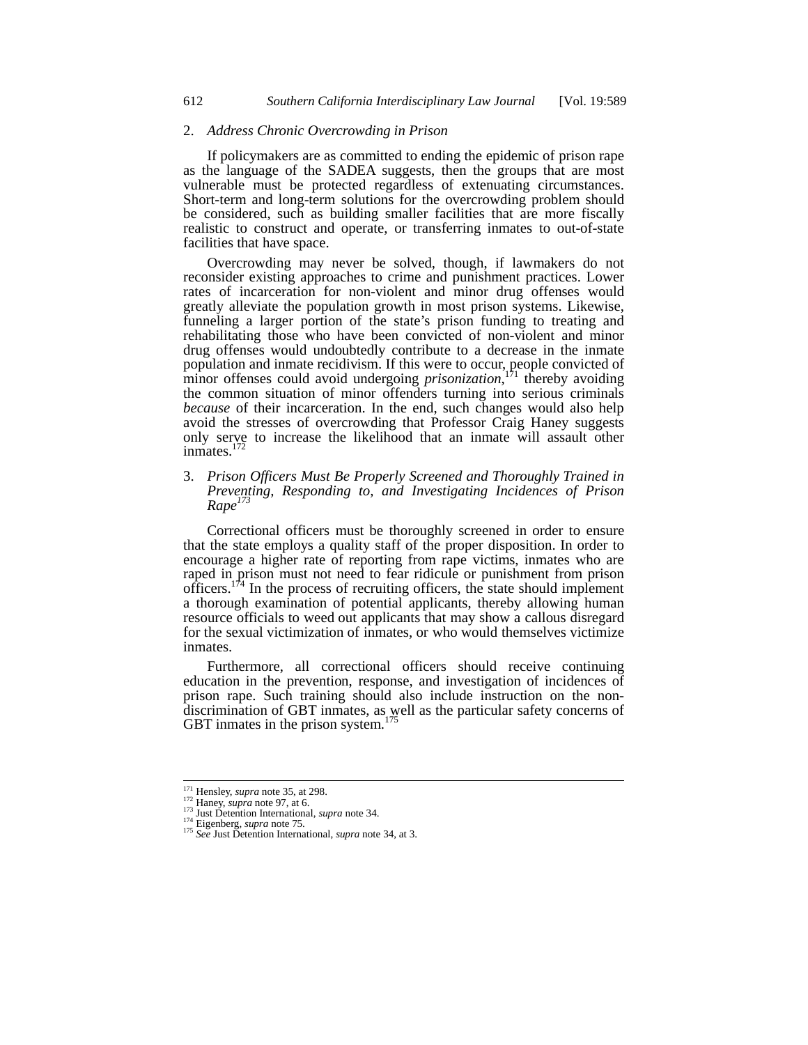### 2. *Address Chronic Overcrowding in Prison*

If policymakers are as committed to ending the epidemic of prison rape as the language of the SADEA suggests, then the groups that are most vulnerable must be protected regardless of extenuating circumstances. Short-term and long-term solutions for the overcrowding problem should be considered, such as building smaller facilities that are more fiscally realistic to construct and operate, or transferring inmates to out-of-state facilities that have space.

Overcrowding may never be solved, though, if lawmakers do not reconsider existing approaches to crime and punishment practices. Lower rates of incarceration for non-violent and minor drug offenses would greatly alleviate the population growth in most prison systems. Likewise, funneling a larger portion of the state's prison funding to treating and rehabilitating those who have been convicted of non-violent and minor drug offenses would undoubtedly contribute to a decrease in the inmate population and inmate recidivism. If this were to occur, people convicted of minor offenses could avoid undergoing *prisonization*,[171] thereby avoiding the common situation of minor offenders turning into serious criminals *because* of their incarceration. In the end, such changes would also help avoid the stresses of overcrowding that Professor Craig Haney suggests only serve to increase the likelihood that an inmate will assault other inmates.[172]

### 3. *Prison Officers Must Be Properly Screened and Thoroughly Trained in Preventing, Responding to, and Investigating Incidences of Prison Rape*[173]

Correctional officers must be thoroughly screened in order to ensure that the state employs a quality staff of the proper disposition. In order to encourage a higher rate of reporting from rape victims, inmates who are raped in prison must not need to fear ridicule or punishment from prison officers.[174] In the process of recruiting officers, the state should implement a thorough examination of potential applicants, thereby allowing human resource officials to weed out applicants that may show a callous disregard for the sexual victimization of inmates, or who would themselves victimize inmates.

Furthermore, all correctional officers should receive continuing education in the prevention, response, and investigation of incidences of prison rape. Such training should also include instruction on the non-discrimination of GBT inmates, as well as the particular safety concerns of GBT inmates in the prison system.[175]

---

[171] Hensley, *supra* note 35, at 298.
[172] Haney, *supra* note 97, at 6.
[173] Just Detention International, *supra* note 34.
[174] Eigenberg, *supra* note 75.
[175] *See* Just Detention International, *supra* note 34, at 3.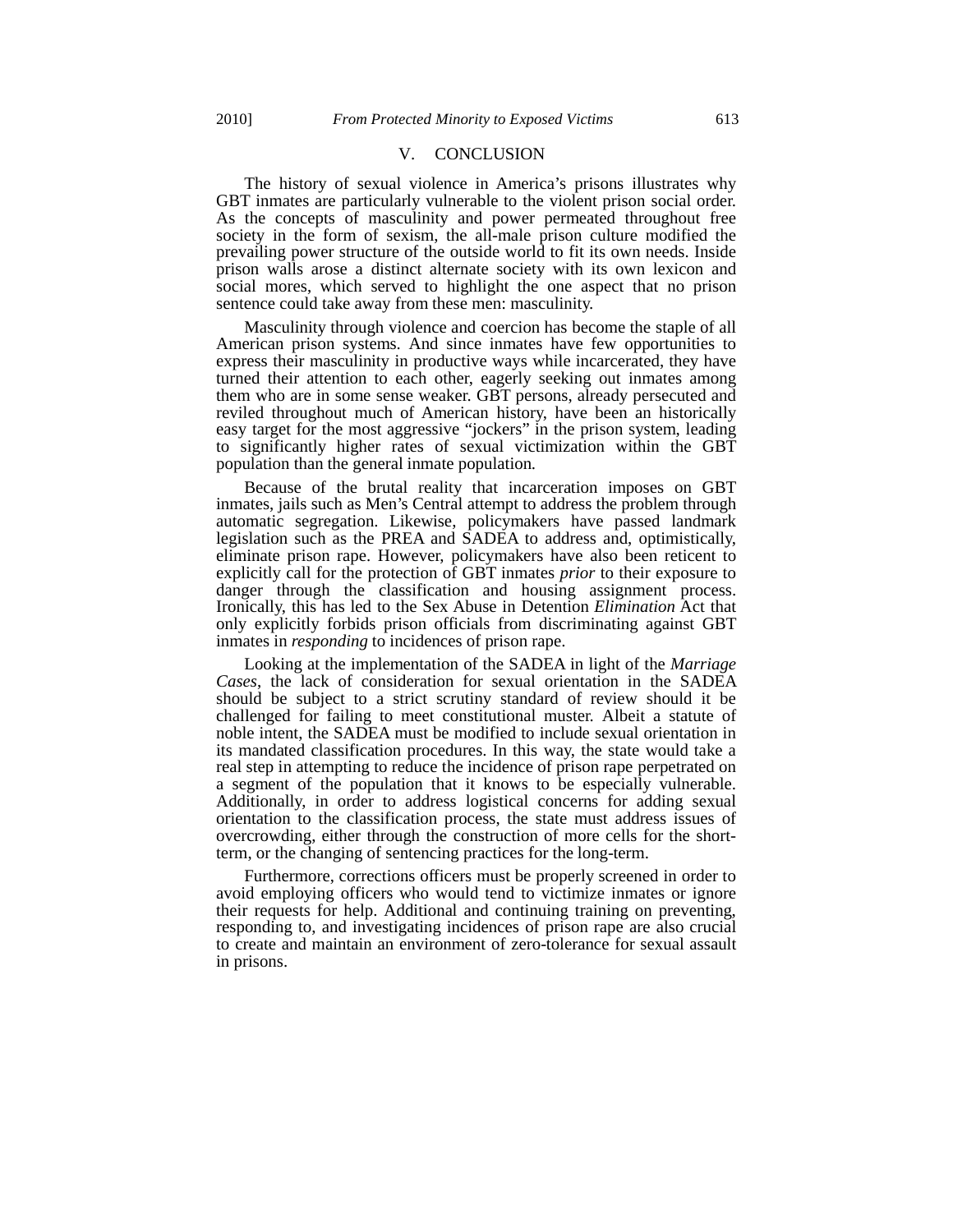## V. CONCLUSION

The history of sexual violence in America's prisons illustrates why GBT inmates are particularly vulnerable to the violent prison social order. As the concepts of masculinity and power permeated throughout free society in the form of sexism, the all-male prison culture modified the prevailing power structure of the outside world to fit its own needs. Inside prison walls arose a distinct alternate society with its own lexicon and social mores, which served to highlight the one aspect that no prison sentence could take away from these men: masculinity.

Masculinity through violence and coercion has become the staple of all American prison systems. And since inmates have few opportunities to express their masculinity in productive ways while incarcerated, they have turned their attention to each other, eagerly seeking out inmates among them who are in some sense weaker. GBT persons, already persecuted and reviled throughout much of American history, have been an historically easy target for the most aggressive "jockers" in the prison system, leading to significantly higher rates of sexual victimization within the GBT population than the general inmate population.

Because of the brutal reality that incarceration imposes on GBT inmates, jails such as Men's Central attempt to address the problem through automatic segregation. Likewise, policymakers have passed landmark legislation such as the PREA and SADEA to address and, optimistically, eliminate prison rape. However, policymakers have also been reticent to explicitly call for the protection of GBT inmates *prior* to their exposure to danger through the classification and housing assignment process. Ironically, this has led to the Sex Abuse in Detention *Elimination* Act that only explicitly forbids prison officials from discriminating against GBT inmates in *responding* to incidences of prison rape.

Looking at the implementation of the SADEA in light of the *Marriage Cases*, the lack of consideration for sexual orientation in the SADEA should be subject to a strict scrutiny standard of review should it be challenged for failing to meet constitutional muster. Albeit a statute of noble intent, the SADEA must be modified to include sexual orientation in its mandated classification procedures. In this way, the state would take a real step in attempting to reduce the incidence of prison rape perpetrated on a segment of the population that it knows to be especially vulnerable. Additionally, in order to address logistical concerns for adding sexual orientation to the classification process, the state must address issues of overcrowding, either through the construction of more cells for the short-term, or the changing of sentencing practices for the long-term.

Furthermore, corrections officers must be properly screened in order to avoid employing officers who would tend to victimize inmates or ignore their requests for help. Additional and continuing training on preventing, responding to, and investigating incidences of prison rape are also crucial to create and maintain an environment of zero-tolerance for sexual assault in prisons.